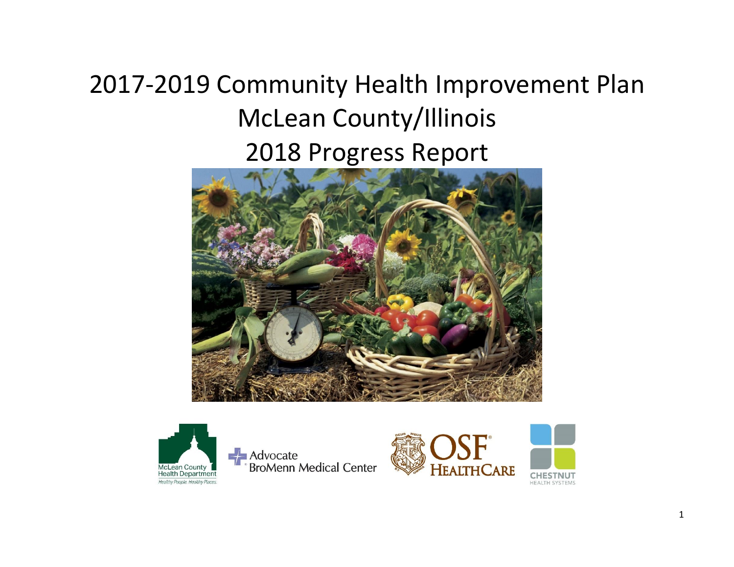# 2017-2019 Community Health Improvement Plan

# McLean County/Illinois

# 2018 Progress Report

McLean County Health Department
*Healthy People. Healthy Places.*

Advocate BroMenn Medical Center

OSF HealthCare

Chestnut Health Systems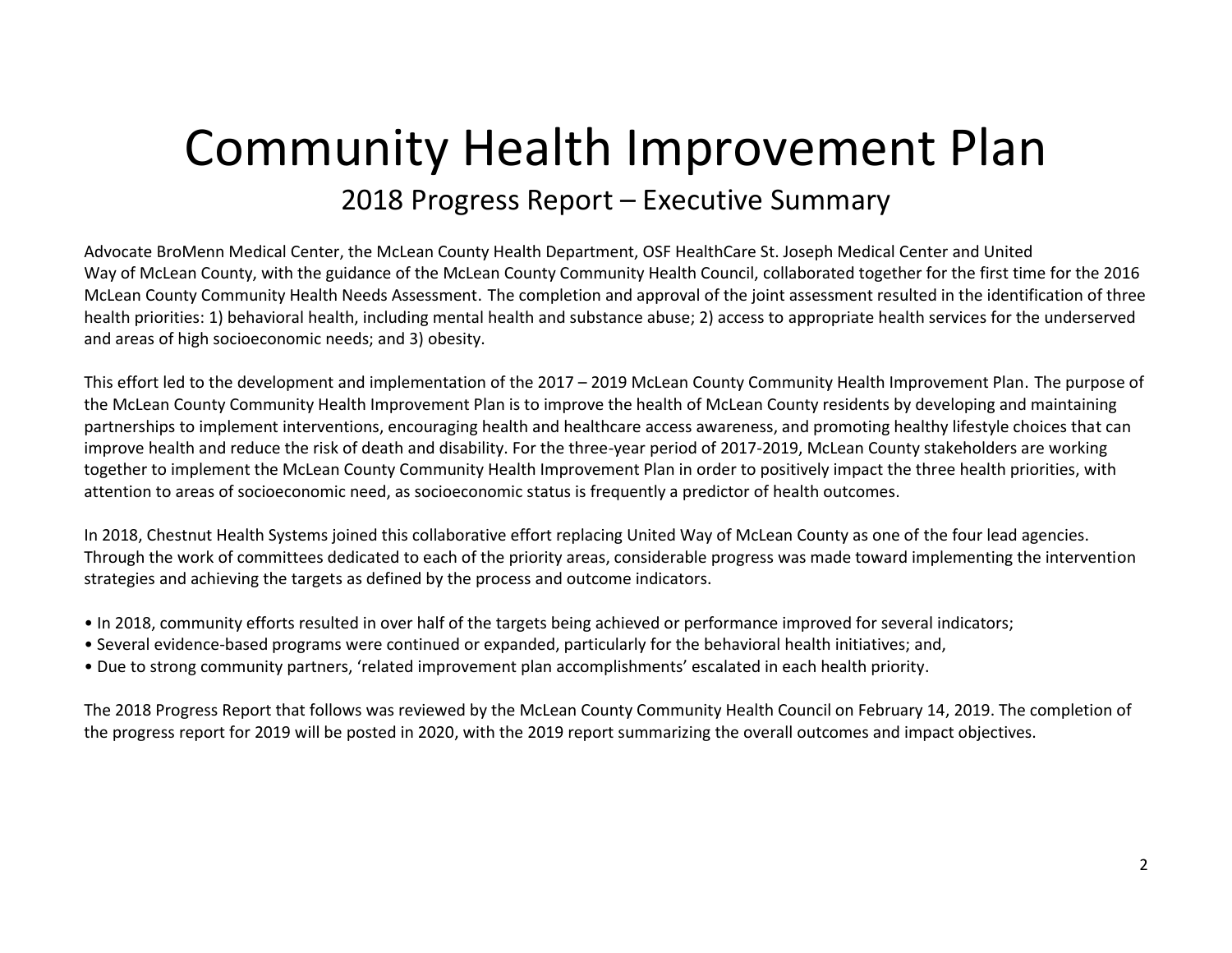# Community Health Improvement Plan

## 2018 Progress Report – Executive Summary

Advocate BroMenn Medical Center, the McLean County Health Department, OSF HealthCare St. Joseph Medical Center and United Way of McLean County, with the guidance of the McLean County Community Health Council, collaborated together for the first time for the 2016 McLean County Community Health Needs Assessment. The completion and approval of the joint assessment resulted in the identification of three health priorities: 1) behavioral health, including mental health and substance abuse; 2) access to appropriate health services for the underserved and areas of high socioeconomic needs; and 3) obesity.

This effort led to the development and implementation of the 2017 – 2019 McLean County Community Health Improvement Plan. The purpose of the McLean County Community Health Improvement Plan is to improve the health of McLean County residents by developing and maintaining partnerships to implement interventions, encouraging health and healthcare access awareness, and promoting healthy lifestyle choices that can improve health and reduce the risk of death and disability. For the three-year period of 2017-2019, McLean County stakeholders are working together to implement the McLean County Community Health Improvement Plan in order to positively impact the three health priorities, with attention to areas of socioeconomic need, as socioeconomic status is frequently a predictor of health outcomes.

In 2018, Chestnut Health Systems joined this collaborative effort replacing United Way of McLean County as one of the four lead agencies. Through the work of committees dedicated to each of the priority areas, considerable progress was made toward implementing the intervention strategies and achieving the targets as defined by the process and outcome indicators.

- In 2018, community efforts resulted in over half of the targets being achieved or performance improved for several indicators;
- Several evidence-based programs were continued or expanded, particularly for the behavioral health initiatives; and,
- Due to strong community partners, 'related improvement plan accomplishments' escalated in each health priority.

The 2018 Progress Report that follows was reviewed by the McLean County Community Health Council on February 14, 2019. The completion of the progress report for 2019 will be posted in 2020, with the 2019 report summarizing the overall outcomes and impact objectives.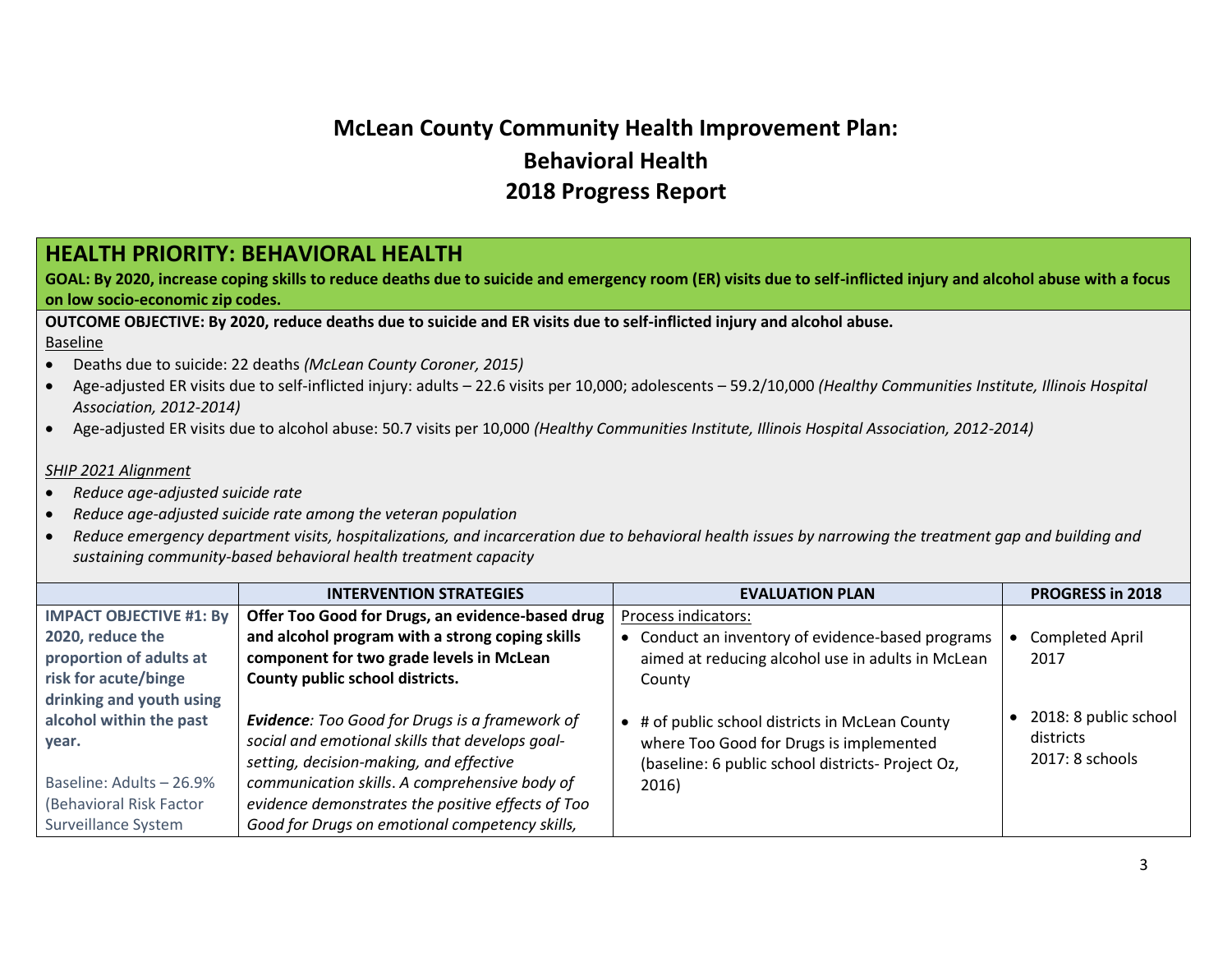# McLean County Community Health Improvement Plan: Behavioral Health 2018 Progress Report

## HEALTH PRIORITY: BEHAVIORAL HEALTH

**GOAL: By 2020, increase coping skills to reduce deaths due to suicide and emergency room (ER) visits due to self-inflicted injury and alcohol abuse with a focus on low socio-economic zip codes.**

**OUTCOME OBJECTIVE: By 2020, reduce deaths due to suicide and ER visits due to self-inflicted injury and alcohol abuse.**

Baseline

- Deaths due to suicide: 22 deaths *(McLean County Coroner, 2015)*
- Age-adjusted ER visits due to self-inflicted injury: adults – 22.6 visits per 10,000; adolescents – 59.2/10,000 *(Healthy Communities Institute, Illinois Hospital Association, 2012-2014)*
- Age-adjusted ER visits due to alcohol abuse: 50.7 visits per 10,000 *(Healthy Communities Institute, Illinois Hospital Association, 2012-2014)*

*SHIP 2021 Alignment*

- *Reduce age-adjusted suicide rate*
- *Reduce age-adjusted suicide rate among the veteran population*
- *Reduce emergency department visits, hospitalizations, and incarceration due to behavioral health issues by narrowing the treatment gap and building and sustaining community-based behavioral health treatment capacity*

| | INTERVENTION STRATEGIES | EVALUATION PLAN | PROGRESS in 2018 |
|---|---|---|---|
| **IMPACT OBJECTIVE #1: By 2020, reduce the proportion of adults at risk for acute/binge drinking and youth using alcohol within the past year.**<br><br>Baseline: Adults – 26.9% (Behavioral Risk Factor Surveillance System | **Offer Too Good for Drugs, an evidence-based drug and alcohol program with a strong coping skills component for two grade levels in McLean County public school districts.**<br><br>***Evidence**: Too Good for Drugs is a framework of social and emotional skills that develops goal-setting, decision-making, and effective communication skills. A comprehensive body of evidence demonstrates the positive effects of Too Good for Drugs on emotional competency skills,* | Process indicators:<br>• Conduct an inventory of evidence-based programs aimed at reducing alcohol use in adults in McLean County<br><br>• # of public school districts in McLean County where Too Good for Drugs is implemented (baseline: 6 public school districts- Project Oz, 2016) | • Completed April 2017<br><br>• 2018: 8 public school districts<br>2017: 8 schools |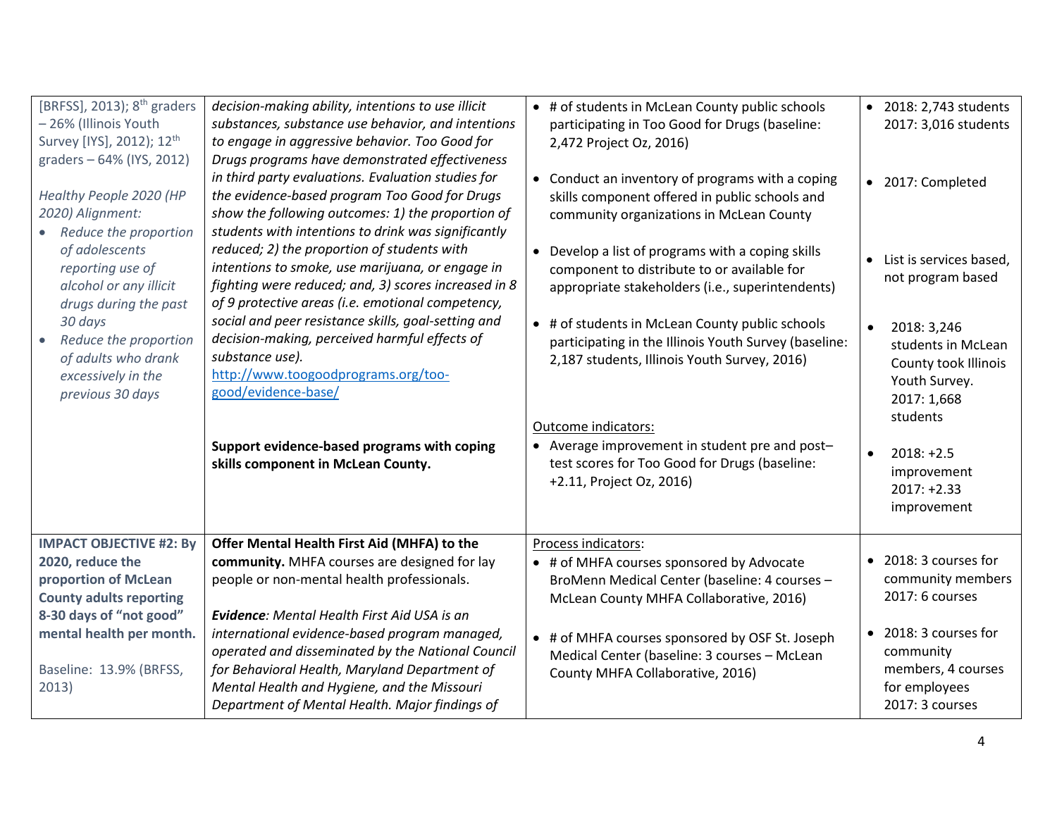| | | | |
|---|---|---|---|
| [BRFSS], 2013); 8th graders – 26% (Illinois Youth Survey [IYS], 2012); 12th graders – 64% (IYS, 2012)<br><br>*Healthy People 2020 (HP 2020) Alignment:*<br>• *Reduce the proportion of adolescents reporting use of alcohol or any illicit drugs during the past 30 days*<br>• *Reduce the proportion of adults who drank excessively in the previous 30 days* | *decision-making ability, intentions to use illicit substances, substance use behavior, and intentions to engage in aggressive behavior. Too Good for Drugs programs have demonstrated effectiveness in third party evaluations. Evaluation studies for the evidence-based program Too Good for Drugs show the following outcomes: 1) the proportion of students with intentions to drink was significantly reduced; 2) the proportion of students with intentions to smoke, use marijuana, or engage in fighting were reduced; and, 3) scores increased in 8 of 9 protective areas (i.e. emotional competency, social and peer resistance skills, goal-setting and decision-making, perceived harmful effects of substance use).*<br>http://www.toogoodprograms.org/too-good/evidence-base/<br><br>**Support evidence-based programs with coping skills component in McLean County.** | • # of students in McLean County public schools participating in Too Good for Drugs (baseline: 2,472 Project Oz, 2016)<br><br>• Conduct an inventory of programs with a coping skills component offered in public schools and community organizations in McLean County<br><br>• Develop a list of programs with a coping skills component to distribute to or available for appropriate stakeholders (i.e., superintendents)<br><br>• # of students in McLean County public schools participating in the Illinois Youth Survey (baseline: 2,187 students, Illinois Youth Survey, 2016)<br><br>Outcome indicators:<br>• Average improvement in student pre and post–test scores for Too Good for Drugs (baseline: +2.11, Project Oz, 2016) | • 2018: 2,743 students 2017: 3,016 students<br><br>• 2017: Completed<br><br>• List is services based, not program based<br><br>• 2018: 3,246 students in McLean County took Illinois Youth Survey. 2017: 1,668 students<br><br>• 2018: +2.5 improvement 2017: +2.33 improvement |
| **IMPACT OBJECTIVE #2: By 2020, reduce the proportion of McLean County adults reporting 8-30 days of "not good" mental health per month.**<br><br>Baseline: 13.9% (BRFSS, 2013) | **Offer Mental Health First Aid (MHFA) to the community.** MHFA courses are designed for lay people or non-mental health professionals.<br><br>***Evidence**: Mental Health First Aid USA is an international evidence-based program managed, operated and disseminated by the National Council for Behavioral Health, Maryland Department of Mental Health and Hygiene, and the Missouri Department of Mental Health. Major findings of* | Process indicators:<br>• # of MHFA courses sponsored by Advocate BroMenn Medical Center (baseline: 4 courses – McLean County MHFA Collaborative, 2016)<br><br>• # of MHFA courses sponsored by OSF St. Joseph Medical Center (baseline: 3 courses – McLean County MHFA Collaborative, 2016) | • 2018: 3 courses for community members 2017: 6 courses<br><br>• 2018: 3 courses for community members, 4 courses for employees 2017: 3 courses |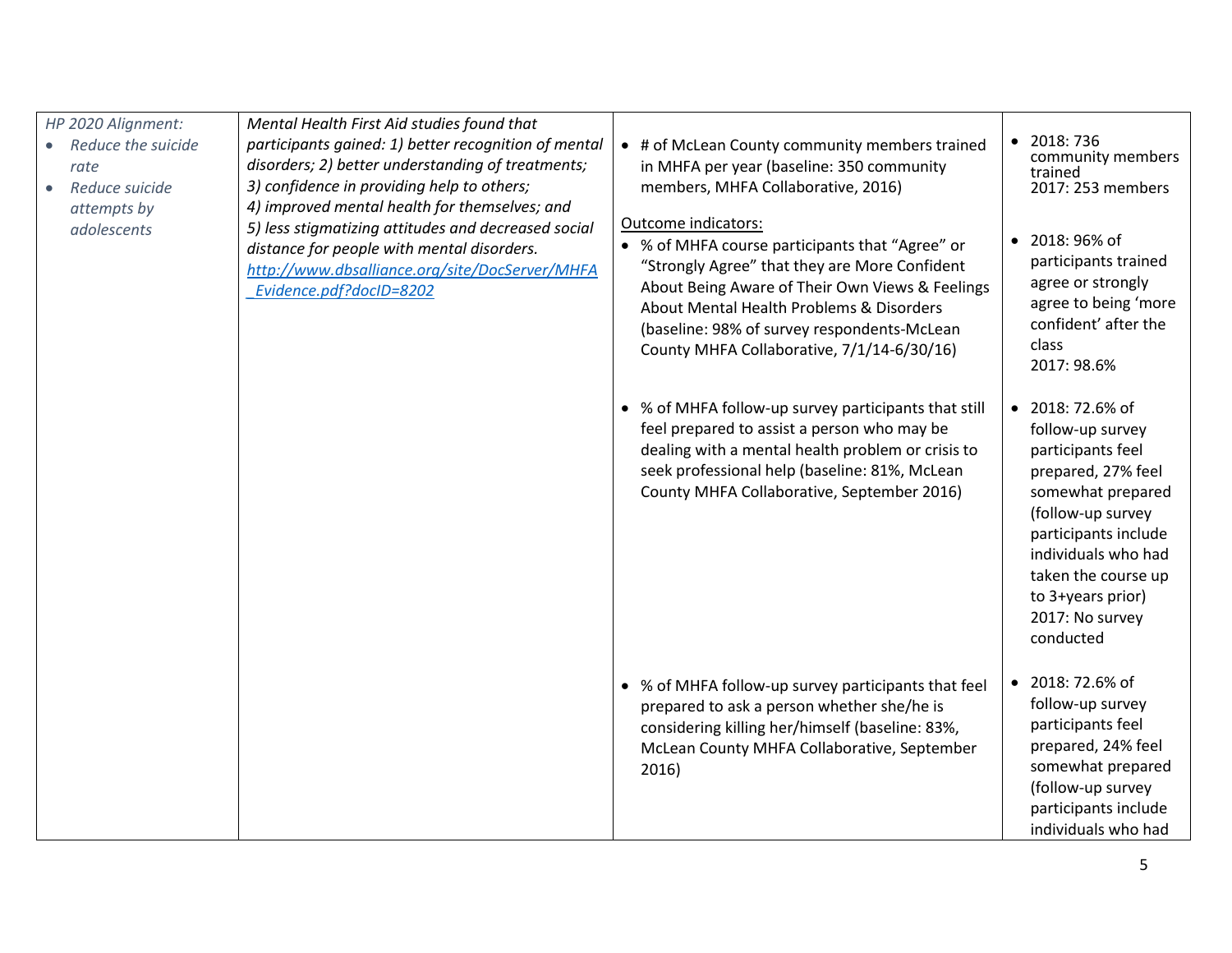| | | | |
|---|---|---|---|
| *HP 2020 Alignment:*<br>• *Reduce the suicide rate*<br>• *Reduce suicide attempts by adolescents* | *Mental Health First Aid studies found that participants gained: 1) better recognition of mental disorders; 2) better understanding of treatments; 3) confidence in providing help to others; 4) improved mental health for themselves; and 5) less stigmatizing attitudes and decreased social distance for people with mental disorders.*<br>*[http://www.dbsalliance.org/site/DocServer/MHFA_Evidence.pdf?docID=8202](http://www.dbsalliance.org/site/DocServer/MHFA_Evidence.pdf?docID=8202)* | • # of McLean County community members trained in MHFA per year (baseline: 350 community members, MHFA Collaborative, 2016)<br><br>Outcome indicators:<br>• % of MHFA course participants that "Agree" or "Strongly Agree" that they are More Confident About Being Aware of Their Own Views & Feelings About Mental Health Problems & Disorders (baseline: 98% of survey respondents-McLean County MHFA Collaborative, 7/1/14-6/30/16) | • 2018: 736 community members trained<br>2017: 253 members<br><br>• 2018: 96% of participants trained agree or strongly agree to being 'more confident' after the class<br>2017: 98.6% |
| | | • % of MHFA follow-up survey participants that still feel prepared to assist a person who may be dealing with a mental health problem or crisis to seek professional help (baseline: 81%, McLean County MHFA Collaborative, September 2016) | • 2018: 72.6% of follow-up survey participants feel prepared, 27% feel somewhat prepared (follow-up survey participants include individuals who had taken the course up to 3+years prior)<br>2017: No survey conducted |
| | | • % of MHFA follow-up survey participants that feel prepared to ask a person whether she/he is considering killing her/himself (baseline: 83%, McLean County MHFA Collaborative, September 2016) | • 2018: 72.6% of follow-up survey participants feel prepared, 24% feel somewhat prepared (follow-up survey participants include individuals who had |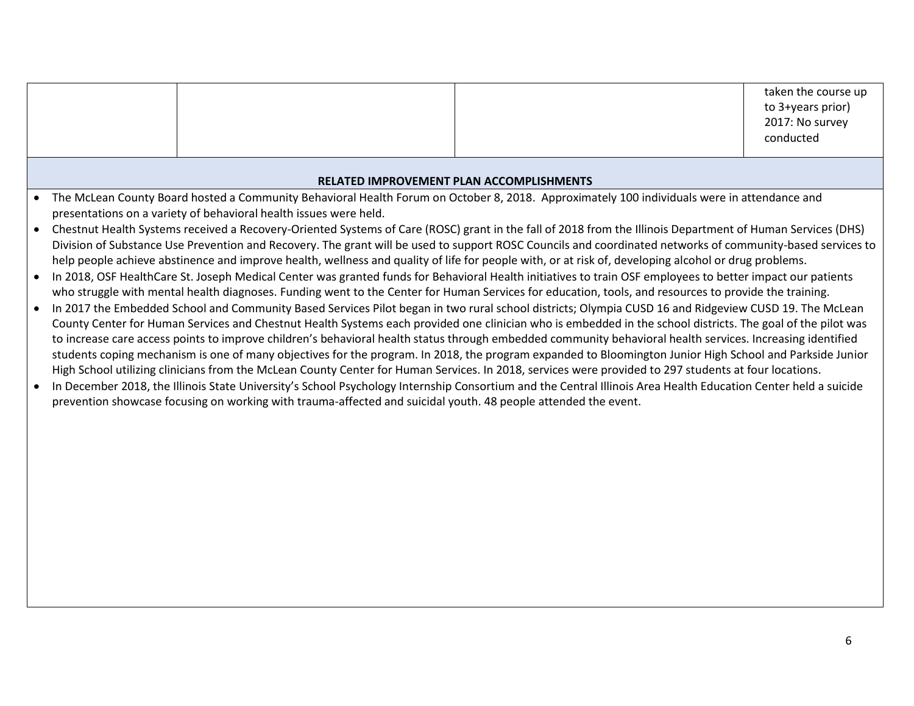| | | | |
|---|---|---|---|
| | | | taken the course up to 3+years prior)<br>2017: No survey conducted |

**RELATED IMPROVEMENT PLAN ACCOMPLISHMENTS**

- The McLean County Board hosted a Community Behavioral Health Forum on October 8, 2018. Approximately 100 individuals were in attendance and presentations on a variety of behavioral health issues were held.
- Chestnut Health Systems received a Recovery-Oriented Systems of Care (ROSC) grant in the fall of 2018 from the Illinois Department of Human Services (DHS) Division of Substance Use Prevention and Recovery. The grant will be used to support ROSC Councils and coordinated networks of community-based services to help people achieve abstinence and improve health, wellness and quality of life for people with, or at risk of, developing alcohol or drug problems.
- In 2018, OSF HealthCare St. Joseph Medical Center was granted funds for Behavioral Health initiatives to train OSF employees to better impact our patients who struggle with mental health diagnoses. Funding went to the Center for Human Services for education, tools, and resources to provide the training.
- In 2017 the Embedded School and Community Based Services Pilot began in two rural school districts; Olympia CUSD 16 and Ridgeview CUSD 19. The McLean County Center for Human Services and Chestnut Health Systems each provided one clinician who is embedded in the school districts. The goal of the pilot was to increase care access points to improve children's behavioral health status through embedded community behavioral health services. Increasing identified students coping mechanism is one of many objectives for the program. In 2018, the program expanded to Bloomington Junior High School and Parkside Junior High School utilizing clinicians from the McLean County Center for Human Services. In 2018, services were provided to 297 students at four locations.
- In December 2018, the Illinois State University's School Psychology Internship Consortium and the Central Illinois Area Health Education Center held a suicide prevention showcase focusing on working with trauma-affected and suicidal youth. 48 people attended the event.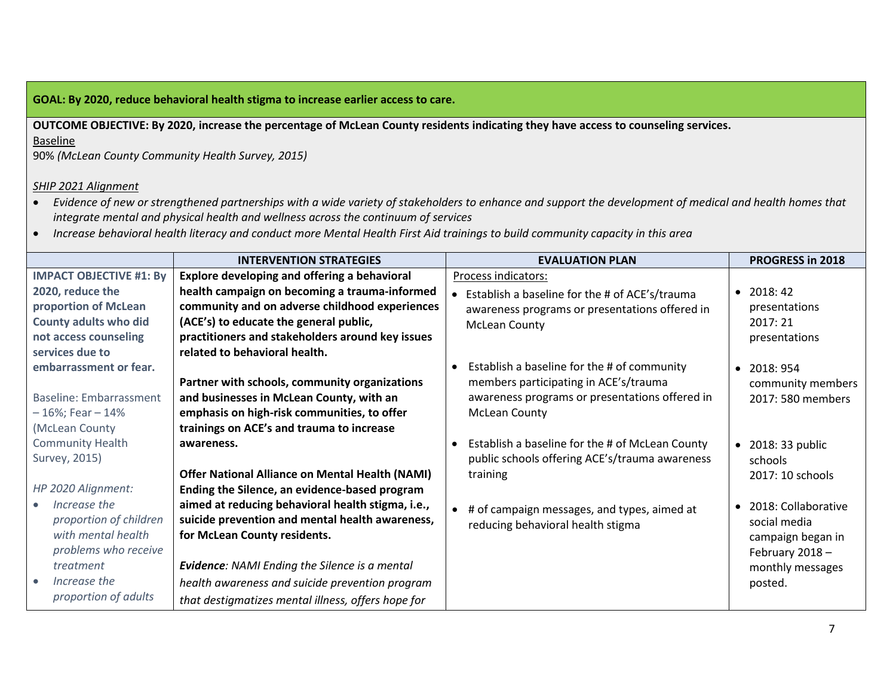**GOAL: By 2020, reduce behavioral health stigma to increase earlier access to care.**

**OUTCOME OBJECTIVE: By 2020, increase the percentage of McLean County residents indicating they have access to counseling services.**

Baseline

90% *(McLean County Community Health Survey, 2015)*

*SHIP 2021 Alignment*

- *Evidence of new or strengthened partnerships with a wide variety of stakeholders to enhance and support the development of medical and health homes that integrate mental and physical health and wellness across the continuum of services*
- *Increase behavioral health literacy and conduct more Mental Health First Aid trainings to build community capacity in this area*

| | INTERVENTION STRATEGIES | EVALUATION PLAN | PROGRESS in 2018 |
|---|---|---|---|
| **IMPACT OBJECTIVE #1: By 2020, reduce the proportion of McLean County adults who did not access counseling services due to embarrassment or fear.**<br><br>Baseline: Embarrassment – 16%; Fear – 14% (McLean County Community Health Survey, 2015)<br><br>*HP 2020 Alignment:*<br>• *Increase the proportion of children with mental health problems who receive treatment*<br>• *Increase the proportion of adults* | **Explore developing and offering a behavioral health campaign on becoming a trauma-informed community and on adverse childhood experiences (ACE's) to educate the general public, practitioners and stakeholders around key issues related to behavioral health.**<br><br>**Partner with schools, community organizations and businesses in McLean County, with an emphasis on high-risk communities, to offer trainings on ACE's and trauma to increase awareness.**<br><br>**Offer National Alliance on Mental Health (NAMI) Ending the Silence, an evidence-based program aimed at reducing behavioral health stigma, i.e., suicide prevention and mental health awareness, for McLean County residents.**<br><br>***Evidence**: NAMI Ending the Silence is a mental health awareness and suicide prevention program that destigmatizes mental illness, offers hope for* | Process indicators:<br>• Establish a baseline for the # of ACE's/trauma awareness programs or presentations offered in McLean County<br><br>• Establish a baseline for the # of community members participating in ACE's/trauma awareness programs or presentations offered in McLean County<br><br>• Establish a baseline for the # of McLean County public schools offering ACE's/trauma awareness training<br><br>• # of campaign messages, and types, aimed at reducing behavioral health stigma | • 2018: 42 presentations<br>2017: 21 presentations<br><br>• 2018: 954 community members<br>2017: 580 members<br><br>• 2018: 33 public schools<br>2017: 10 schools<br><br>• 2018: Collaborative social media campaign began in February 2018 – monthly messages posted. |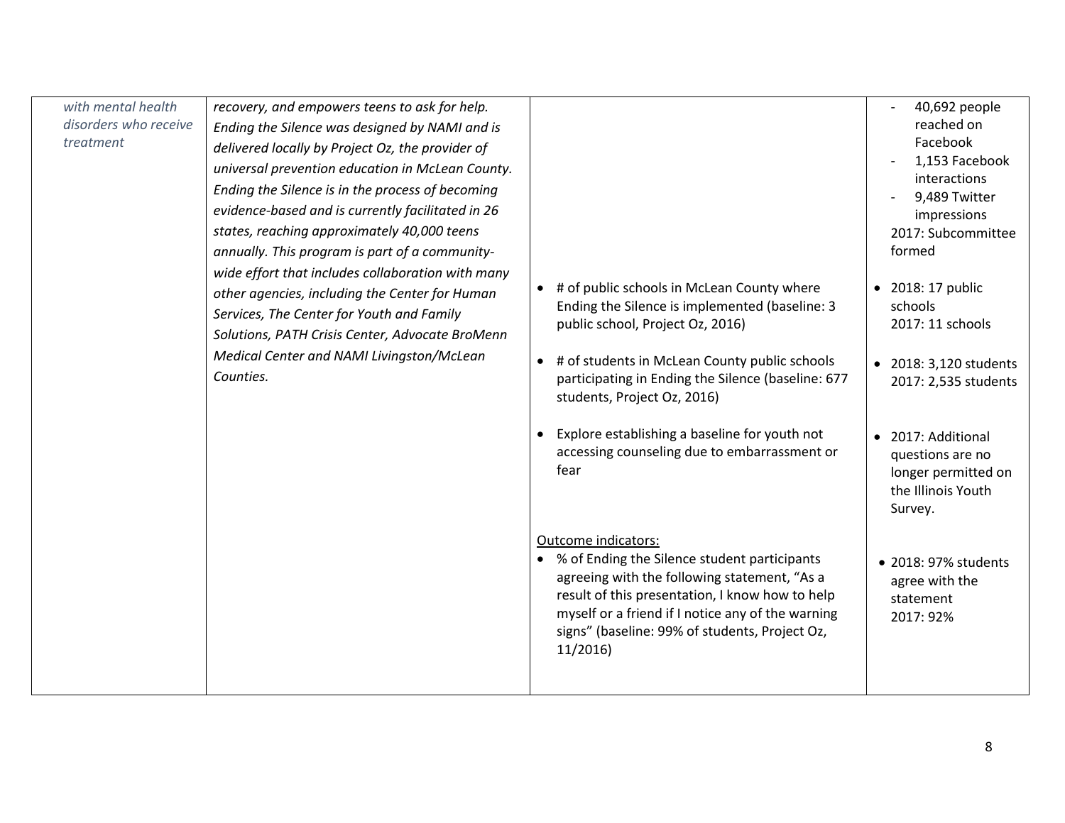| | | | |
|---|---|---|---|
| *with mental health disorders who receive treatment* | *recovery, and empowers teens to ask for help. Ending the Silence was designed by NAMI and is delivered locally by Project Oz, the provider of universal prevention education in McLean County. Ending the Silence is in the process of becoming evidence-based and is currently facilitated in 26 states, reaching approximately 40,000 teens annually. This program is part of a community-wide effort that includes collaboration with many other agencies, including the Center for Human Services, The Center for Youth and Family Solutions, PATH Crisis Center, Advocate BroMenn Medical Center and NAMI Livingston/McLean Counties.* | | - 40,692 people reached on Facebook<br>- 1,153 Facebook interactions<br>- 9,489 Twitter impressions<br>2017: Subcommittee formed |
| | | • # of public schools in McLean County where Ending the Silence is implemented (baseline: 3 public school, Project Oz, 2016) | • 2018: 17 public schools<br>2017: 11 schools |
| | | • # of students in McLean County public schools participating in Ending the Silence (baseline: 677 students, Project Oz, 2016) | • 2018: 3,120 students<br>2017: 2,535 students |
| | | • Explore establishing a baseline for youth not accessing counseling due to embarrassment or fear | • 2017: Additional questions are no longer permitted on the Illinois Youth Survey. |
| | | Outcome indicators:<br>• % of Ending the Silence student participants agreeing with the following statement, "As a result of this presentation, I know how to help myself or a friend if I notice any of the warning signs" (baseline: 99% of students, Project Oz, 11/2016) | • 2018: 97% students agree with the statement<br>2017: 92% |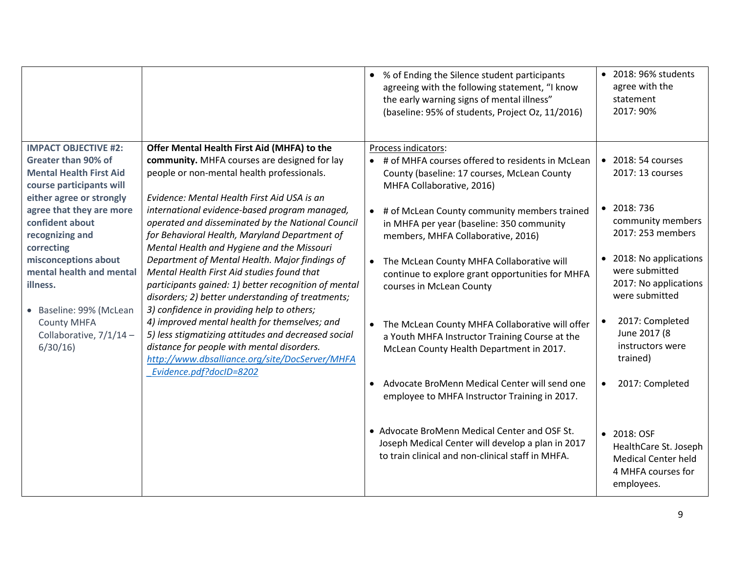| | | | |
|---|---|---|---|
| | | • % of Ending the Silence student participants agreeing with the following statement, "I know the early warning signs of mental illness" (baseline: 95% of students, Project Oz, 11/2016) | • 2018: 96% students agree with the statement<br>2017: 90% |
| **IMPACT OBJECTIVE #2: Greater than 90% of Mental Health First Aid course participants will either agree or strongly agree that they are more confident about recognizing and correcting misconceptions about mental health and mental illness.**<br><br>• Baseline: 99% (McLean County MHFA Collaborative, 7/1/14 – 6/30/16) | **Offer Mental Health First Aid (MHFA) to the community.** MHFA courses are designed for lay people or non-mental health professionals.<br><br>*Evidence: Mental Health First Aid USA is an international evidence-based program managed, operated and disseminated by the National Council for Behavioral Health, Maryland Department of Mental Health and Hygiene and the Missouri Department of Mental Health. Major findings of Mental Health First Aid studies found that participants gained: 1) better recognition of mental disorders; 2) better understanding of treatments; 3) confidence in providing help to others; 4) improved mental health for themselves; and 5) less stigmatizing attitudes and decreased social distance for people with mental disorders.* [http://www.dbsalliance.org/site/DocServer/MHFA_Evidence.pdf?docID=8202](http://www.dbsalliance.org/site/DocServer/MHFA_Evidence.pdf?docID=8202) | Process indicators:<br>• # of MHFA courses offered to residents in McLean County (baseline: 17 courses, McLean County MHFA Collaborative, 2016)<br><br>• # of McLean County community members trained in MHFA per year (baseline: 350 community members, MHFA Collaborative, 2016)<br><br>• The McLean County MHFA Collaborative will continue to explore grant opportunities for MHFA courses in McLean County<br><br>• The McLean County MHFA Collaborative will offer a Youth MHFA Instructor Training Course at the McLean County Health Department in 2017.<br><br>• Advocate BroMenn Medical Center will send one employee to MHFA Instructor Training in 2017.<br><br>• Advocate BroMenn Medical Center and OSF St. Joseph Medical Center will develop a plan in 2017 to train clinical and non-clinical staff in MHFA. | • 2018: 54 courses<br>2017: 13 courses<br><br>• 2018: 736 community members<br>2017: 253 members<br><br>• 2018: No applications were submitted<br>2017: No applications were submitted<br><br>• 2017: Completed June 2017 (8 instructors were trained)<br><br>• 2017: Completed<br><br>• 2018: OSF HealthCare St. Joseph Medical Center held 4 MHFA courses for employees. |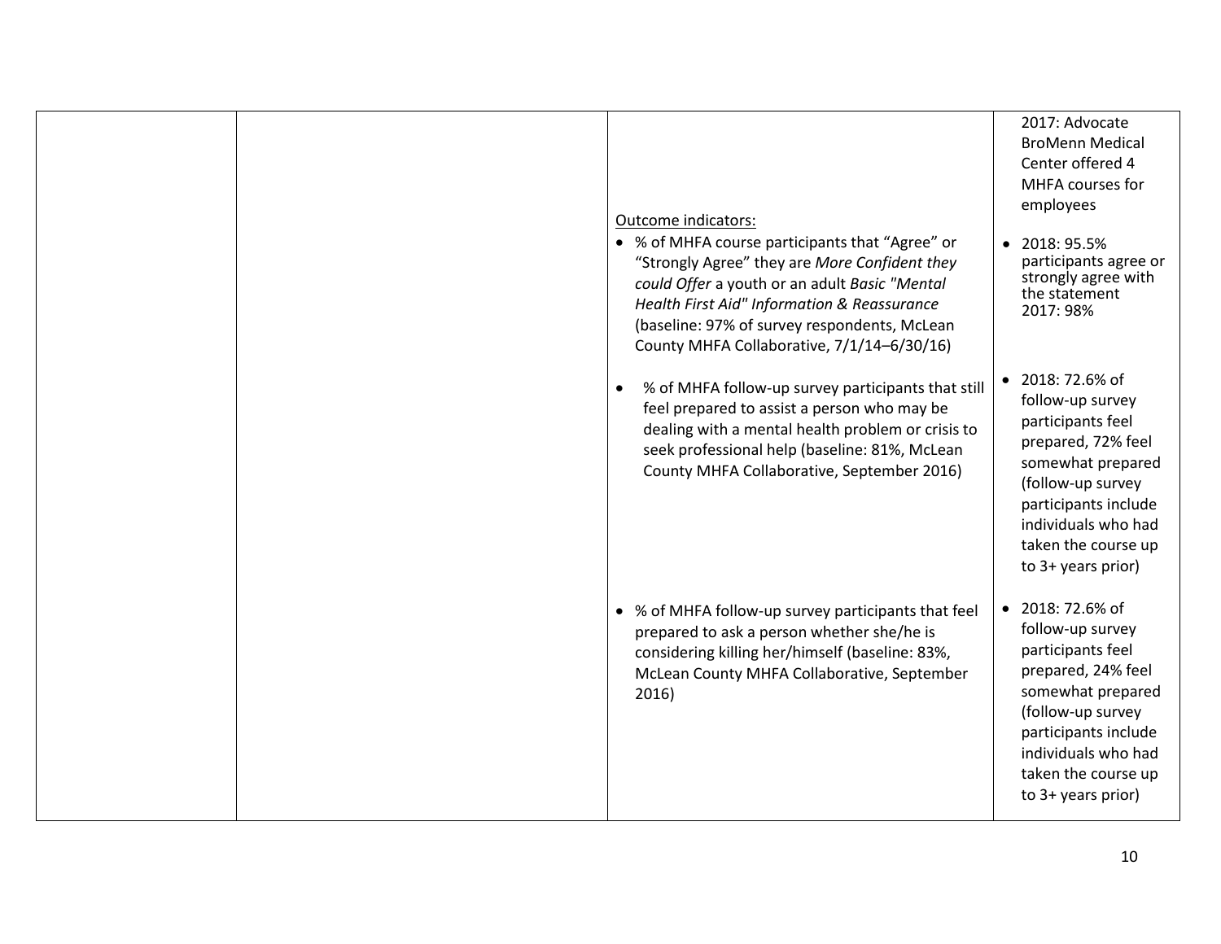|  |  |  |  |
| --- | --- | --- | --- |
|  |  |  | 2017: Advocate BroMenn Medical Center offered 4 MHFA courses for employees |
|  |  | Outcome indicators:<br>• % of MHFA course participants that "Agree" or "Strongly Agree" they are *More Confident they could Offer* a youth or an adult *Basic "Mental Health First Aid" Information & Reassurance* (baseline: 97% of survey respondents, McLean County MHFA Collaborative, 7/1/14–6/30/16) | • 2018: 95.5% participants agree or strongly agree with the statement<br>2017: 98% |
|  |  | • % of MHFA follow-up survey participants that still feel prepared to assist a person who may be dealing with a mental health problem or crisis to seek professional help (baseline: 81%, McLean County MHFA Collaborative, September 2016) | • 2018: 72.6% of follow-up survey participants feel prepared, 72% feel somewhat prepared (follow-up survey participants include individuals who had taken the course up to 3+ years prior) |
|  |  | • % of MHFA follow-up survey participants that feel prepared to ask a person whether she/he is considering killing her/himself (baseline: 83%, McLean County MHFA Collaborative, September 2016) | • 2018: 72.6% of follow-up survey participants feel prepared, 24% feel somewhat prepared (follow-up survey participants include individuals who had taken the course up to 3+ years prior) |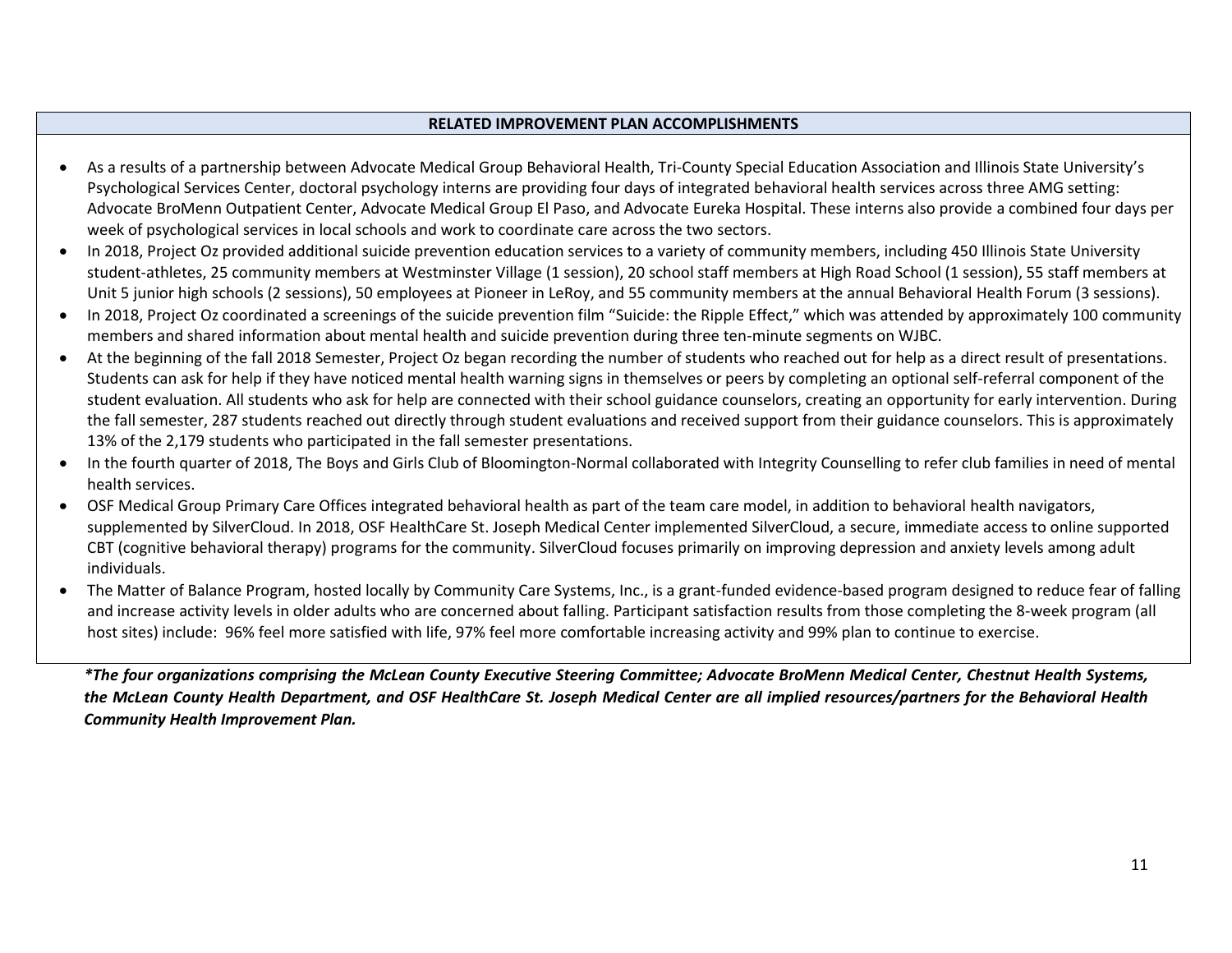| RELATED IMPROVEMENT PLAN ACCOMPLISHMENTS |
|---|
| • As a results of a partnership between Advocate Medical Group Behavioral Health, Tri-County Special Education Association and Illinois State University's Psychological Services Center, doctoral psychology interns are providing four days of integrated behavioral health services across three AMG setting: Advocate BroMenn Outpatient Center, Advocate Medical Group El Paso, and Advocate Eureka Hospital. These interns also provide a combined four days per week of psychological services in local schools and work to coordinate care across the two sectors.<br>• In 2018, Project Oz provided additional suicide prevention education services to a variety of community members, including 450 Illinois State University student-athletes, 25 community members at Westminster Village (1 session), 20 school staff members at High Road School (1 session), 55 staff members at Unit 5 junior high schools (2 sessions), 50 employees at Pioneer in LeRoy, and 55 community members at the annual Behavioral Health Forum (3 sessions).<br>• In 2018, Project Oz coordinated a screenings of the suicide prevention film "Suicide: the Ripple Effect," which was attended by approximately 100 community members and shared information about mental health and suicide prevention during three ten-minute segments on WJBC.<br>• At the beginning of the fall 2018 Semester, Project Oz began recording the number of students who reached out for help as a direct result of presentations. Students can ask for help if they have noticed mental health warning signs in themselves or peers by completing an optional self-referral component of the student evaluation. All students who ask for help are connected with their school guidance counselors, creating an opportunity for early intervention. During the fall semester, 287 students reached out directly through student evaluations and received support from their guidance counselors. This is approximately 13% of the 2,179 students who participated in the fall semester presentations.<br>• In the fourth quarter of 2018, The Boys and Girls Club of Bloomington-Normal collaborated with Integrity Counselling to refer club families in need of mental health services.<br>• OSF Medical Group Primary Care Offices integrated behavioral health as part of the team care model, in addition to behavioral health navigators, supplemented by SilverCloud. In 2018, OSF HealthCare St. Joseph Medical Center implemented SilverCloud, a secure, immediate access to online supported CBT (cognitive behavioral therapy) programs for the community. SilverCloud focuses primarily on improving depression and anxiety levels among adult individuals.<br>• The Matter of Balance Program, hosted locally by Community Care Systems, Inc., is a grant-funded evidence-based program designed to reduce fear of falling and increase activity levels in older adults who are concerned about falling. Participant satisfaction results from those completing the 8-week program (all host sites) include: 96% feel more satisfied with life, 97% feel more comfortable increasing activity and 99% plan to continue to exercise. |

***The four organizations comprising the McLean County Executive Steering Committee; Advocate BroMenn Medical Center, Chestnut Health Systems, the McLean County Health Department, and OSF HealthCare St. Joseph Medical Center are all implied resources/partners for the Behavioral Health Community Health Improvement Plan.***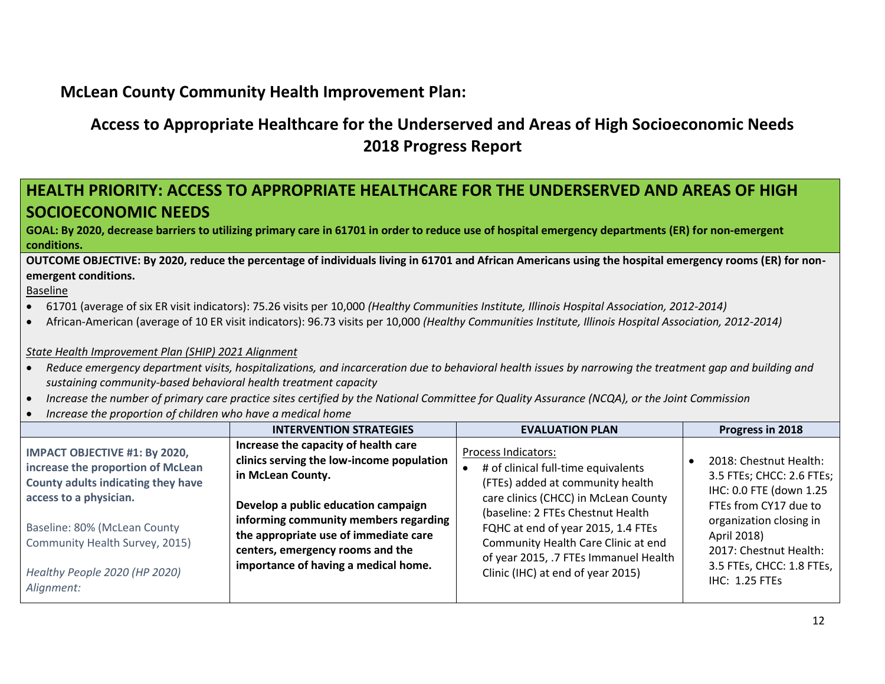## McLean County Community Health Improvement Plan:

## Access to Appropriate Healthcare for the Underserved and Areas of High Socioeconomic Needs 2018 Progress Report

### HEALTH PRIORITY: ACCESS TO APPROPRIATE HEALTHCARE FOR THE UNDERSERVED AND AREAS OF HIGH SOCIOECONOMIC NEEDS

**GOAL: By 2020, decrease barriers to utilizing primary care in 61701 in order to reduce use of hospital emergency departments (ER) for non-emergent conditions.**

**OUTCOME OBJECTIVE: By 2020, reduce the percentage of individuals living in 61701 and African Americans using the hospital emergency rooms (ER) for non-emergent conditions.**

Baseline

- 61701 (average of six ER visit indicators): 75.26 visits per 10,000 *(Healthy Communities Institute, Illinois Hospital Association, 2012-2014)*
- African-American (average of 10 ER visit indicators): 96.73 visits per 10,000 *(Healthy Communities Institute, Illinois Hospital Association, 2012-2014)*

*State Health Improvement Plan (SHIP) 2021 Alignment*

- *Reduce emergency department visits, hospitalizations, and incarceration due to behavioral health issues by narrowing the treatment gap and building and sustaining community-based behavioral health treatment capacity*
- *Increase the number of primary care practice sites certified by the National Committee for Quality Assurance (NCQA), or the Joint Commission*
- *Increase the proportion of children who have a medical home*

| | INTERVENTION STRATEGIES | EVALUATION PLAN | Progress in 2018 |
|---|---|---|---|
| **IMPACT OBJECTIVE #1: By 2020, increase the proportion of McLean County adults indicating they have access to a physician.**<br><br>Baseline: 80% (McLean County Community Health Survey, 2015)<br><br>*Healthy People 2020 (HP 2020) Alignment:* | **Increase the capacity of health care clinics serving the low-income population in McLean County.**<br><br>**Develop a public education campaign informing community members regarding the appropriate use of immediate care centers, emergency rooms and the importance of having a medical home.** | Process Indicators:<br>• # of clinical full-time equivalents (FTEs) added at community health care clinics (CHCC) in McLean County (baseline: 2 FTEs Chestnut Health FQHC at end of year 2015, 1.4 FTEs Community Health Care Clinic at end of year 2015, .7 FTEs Immanuel Health Clinic (IHC) at end of year 2015) | • 2018: Chestnut Health: 3.5 FTEs; CHCC: 2.6 FTEs; IHC: 0.0 FTE (down 1.25 FTEs from CY17 due to organization closing in April 2018)<br>2017: Chestnut Health: 3.5 FTEs, CHCC: 1.8 FTEs, IHC: 1.25 FTEs |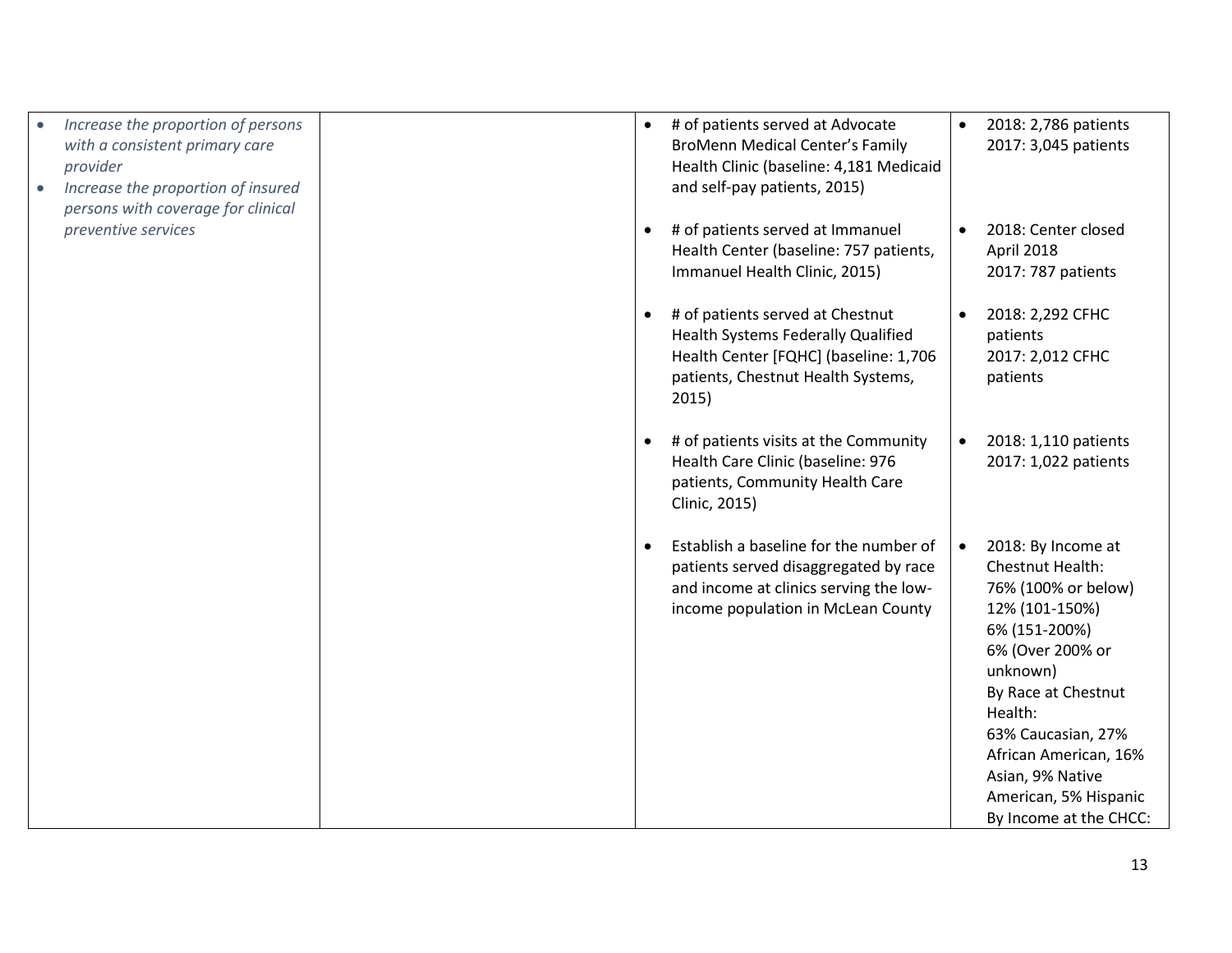| | | | |
|---|---|---|---|
| • *Increase the proportion of persons with a consistent primary care provider*<br>• *Increase the proportion of insured persons with coverage for clinical preventive services* | | • # of patients served at Advocate BroMenn Medical Center's Family Health Clinic (baseline: 4,181 Medicaid and self-pay patients, 2015)<br><br>• # of patients served at Immanuel Health Center (baseline: 757 patients, Immanuel Health Clinic, 2015)<br><br>• # of patients served at Chestnut Health Systems Federally Qualified Health Center [FQHC] (baseline: 1,706 patients, Chestnut Health Systems, 2015)<br><br>• # of patients visits at the Community Health Care Clinic (baseline: 976 patients, Community Health Care Clinic, 2015)<br><br>• Establish a baseline for the number of patients served disaggregated by race and income at clinics serving the low-income population in McLean County | • 2018: 2,786 patients<br>2017: 3,045 patients<br><br>• 2018: Center closed April 2018<br>2017: 787 patients<br><br>• 2018: 2,292 CFHC patients<br>2017: 2,012 CFHC patients<br><br>• 2018: 1,110 patients<br>2017: 1,022 patients<br><br>• 2018: By Income at Chestnut Health:<br>76% (100% or below)<br>12% (101-150%)<br>6% (151-200%)<br>6% (Over 200% or unknown)<br>By Race at Chestnut Health:<br>63% Caucasian, 27% African American, 16% Asian, 9% Native American, 5% Hispanic<br>By Income at the CHCC: |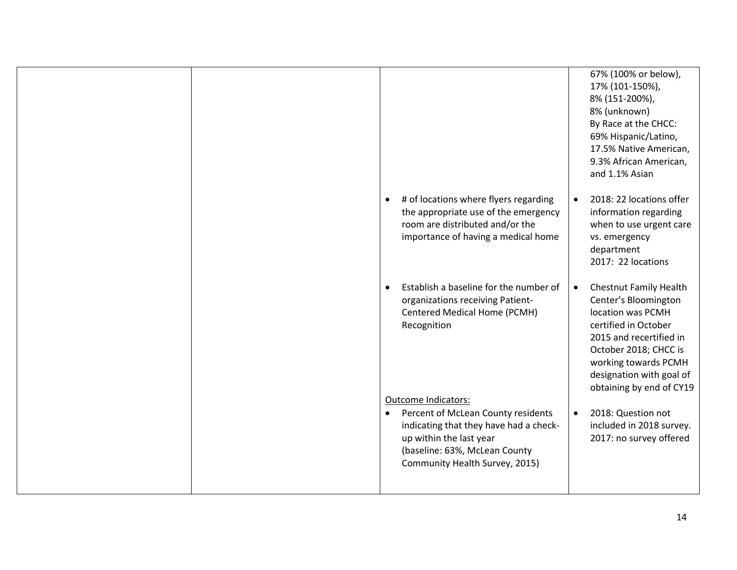| | | | |
|---|---|---|---|
| | | | 67% (100% or below),<br>17% (101-150%),<br>8% (151-200%),<br>8% (unknown)<br>By Race at the CHCC:<br>69% Hispanic/Latino,<br>17.5% Native American,<br>9.3% African American,<br>and 1.1% Asian |
| | | • # of locations where flyers regarding the appropriate use of the emergency room are distributed and/or the importance of having a medical home | • 2018: 22 locations offer information regarding when to use urgent care vs. emergency department<br>2017: 22 locations |
| | | • Establish a baseline for the number of organizations receiving Patient-Centered Medical Home (PCMH) Recognition | • Chestnut Family Health Center's Bloomington location was PCMH certified in October 2015 and recertified in October 2018; CHCC is working towards PCMH designation with goal of obtaining by end of CY19 |
| | | Outcome Indicators:<br>• Percent of McLean County residents indicating that they have had a check-up within the last year (baseline: 63%, McLean County Community Health Survey, 2015) | • 2018: Question not included in 2018 survey.<br>2017: no survey offered |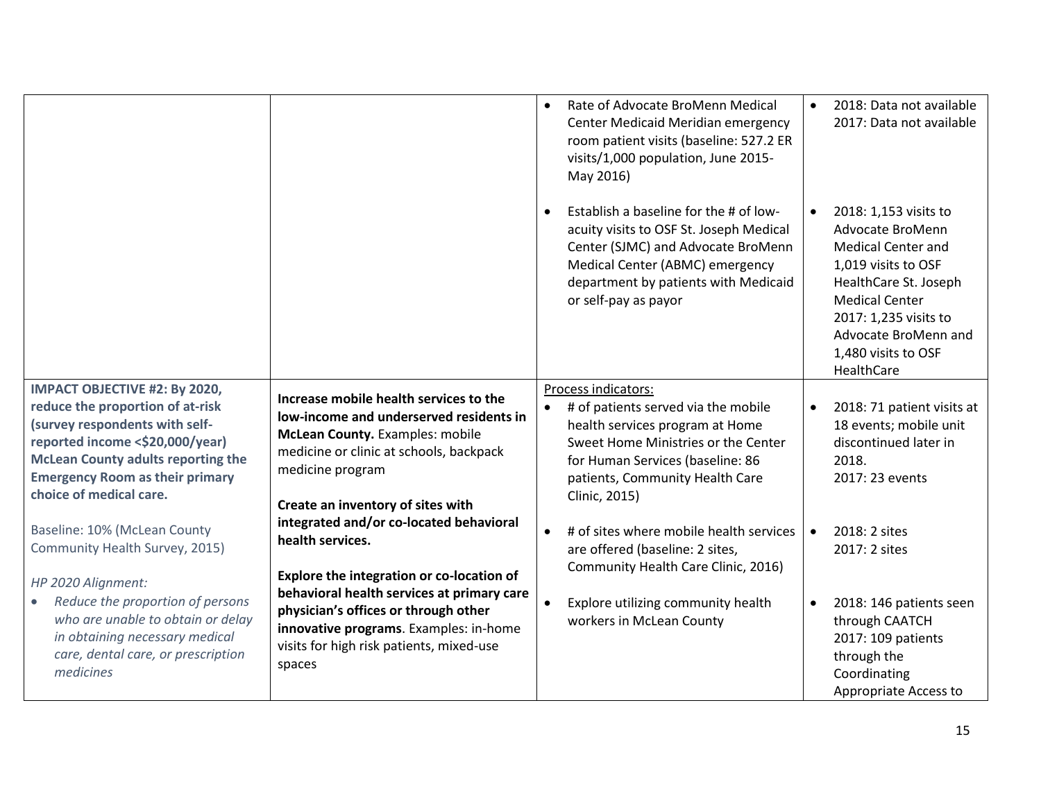| | | | |
|---|---|---|---|
| | | • Rate of Advocate BroMenn Medical Center Medicaid Meridian emergency room patient visits (baseline: 527.2 ER visits/1,000 population, June 2015-May 2016)<br><br>• Establish a baseline for the # of low-acuity visits to OSF St. Joseph Medical Center (SJMC) and Advocate BroMenn Medical Center (ABMC) emergency department by patients with Medicaid or self-pay as payor | • 2018: Data not available<br>2017: Data not available<br><br>• 2018: 1,153 visits to Advocate BroMenn Medical Center and 1,019 visits to OSF HealthCare St. Joseph Medical Center<br>2017: 1,235 visits to Advocate BroMenn and 1,480 visits to OSF HealthCare |
| **IMPACT OBJECTIVE #2: By 2020, reduce the proportion of at-risk (survey respondents with self-reported income <$20,000/year) McLean County adults reporting the Emergency Room as their primary choice of medical care.**<br><br>Baseline: 10% (McLean County Community Health Survey, 2015)<br><br>*HP 2020 Alignment:*<br>• *Reduce the proportion of persons who are unable to obtain or delay in obtaining necessary medical care, dental care, or prescription medicines* | **Increase mobile health services to the low-income and underserved residents in McLean County.** Examples: mobile medicine or clinic at schools, backpack medicine program<br><br>**Create an inventory of sites with integrated and/or co-located behavioral health services.**<br><br>**Explore the integration or co-location of behavioral health services at primary care physician's offices or through other innovative programs**. Examples: in-home visits for high risk patients, mixed-use spaces | Process indicators:<br>• # of patients served via the mobile health services program at Home Sweet Home Ministries or the Center for Human Services (baseline: 86 patients, Community Health Care Clinic, 2015)<br><br>• # of sites where mobile health services are offered (baseline: 2 sites, Community Health Care Clinic, 2016)<br><br>• Explore utilizing community health workers in McLean County | • 2018: 71 patient visits at 18 events; mobile unit discontinued later in 2018.<br>2017: 23 events<br><br>• 2018: 2 sites<br>2017: 2 sites<br><br>• 2018: 146 patients seen through CAATCH<br>2017: 109 patients through the Coordinating Appropriate Access to |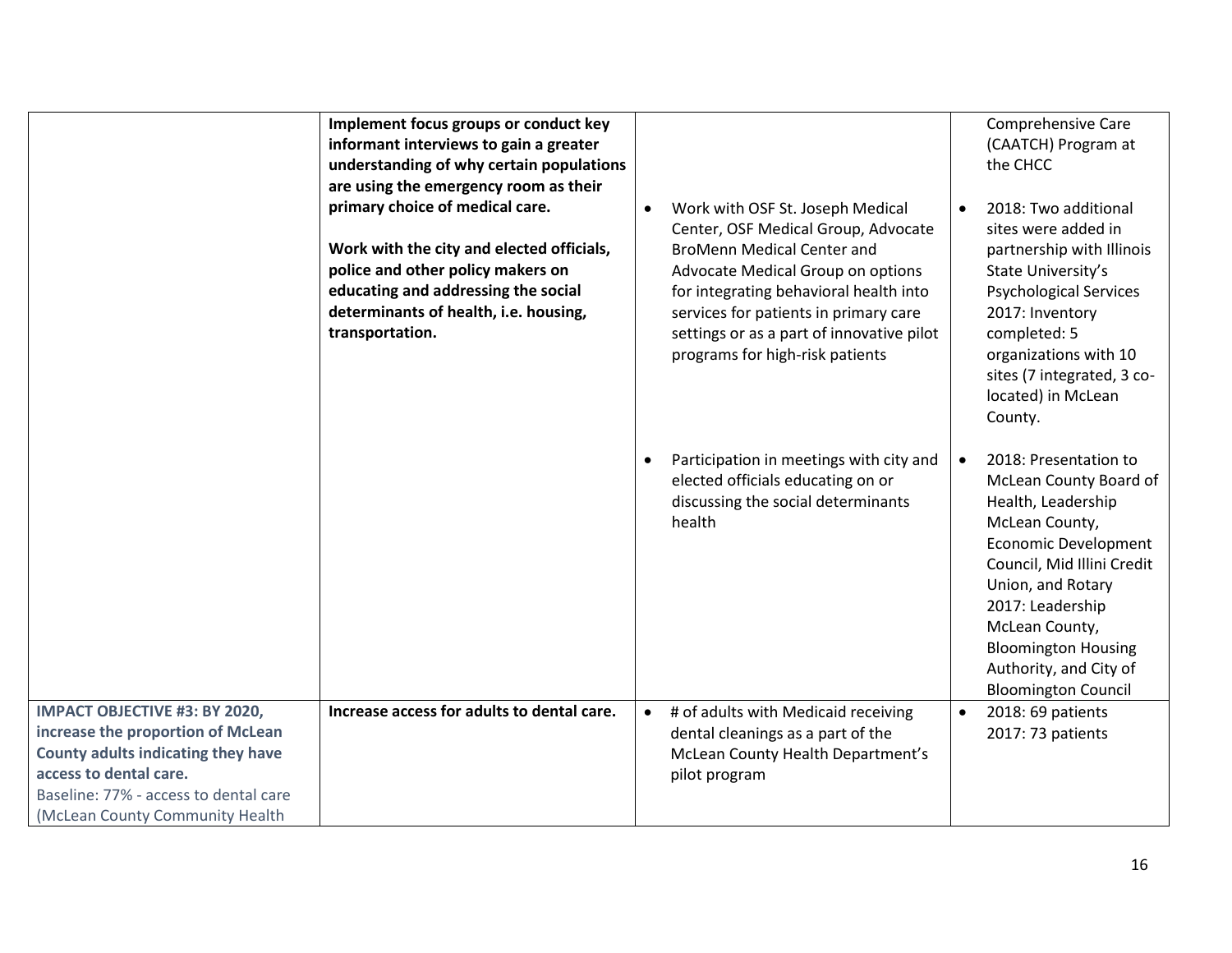|  |  |  |  |
|---|---|---|---|
|  | **Implement focus groups or conduct key informant interviews to gain a greater understanding of why certain populations are using the emergency room as their primary choice of medical care.**<br><br>**Work with the city and elected officials, police and other policy makers on educating and addressing the social determinants of health, i.e. housing, transportation.** | • Work with OSF St. Joseph Medical Center, OSF Medical Group, Advocate BroMenn Medical Center and Advocate Medical Group on options for integrating behavioral health into services for patients in primary care settings or as a part of innovative pilot programs for high-risk patients<br><br>• Participation in meetings with city and elected officials educating on or discussing the social determinants health | Comprehensive Care (CAATCH) Program at the CHCC<br><br>• 2018: Two additional sites were added in partnership with Illinois State University's Psychological Services<br>2017: Inventory completed: 5 organizations with 10 sites (7 integrated, 3 co-located) in McLean County.<br><br>• 2018: Presentation to McLean County Board of Health, Leadership McLean County, Economic Development Council, Mid Illini Credit Union, and Rotary<br>2017: Leadership McLean County, Bloomington Housing Authority, and City of Bloomington Council |
| **IMPACT OBJECTIVE #3: BY 2020, increase the proportion of McLean County adults indicating they have access to dental care.**<br>Baseline: 77% - access to dental care (McLean County Community Health | **Increase access for adults to dental care.** | • # of adults with Medicaid receiving dental cleanings as a part of the McLean County Health Department's pilot program | • 2018: 69 patients<br>2017: 73 patients |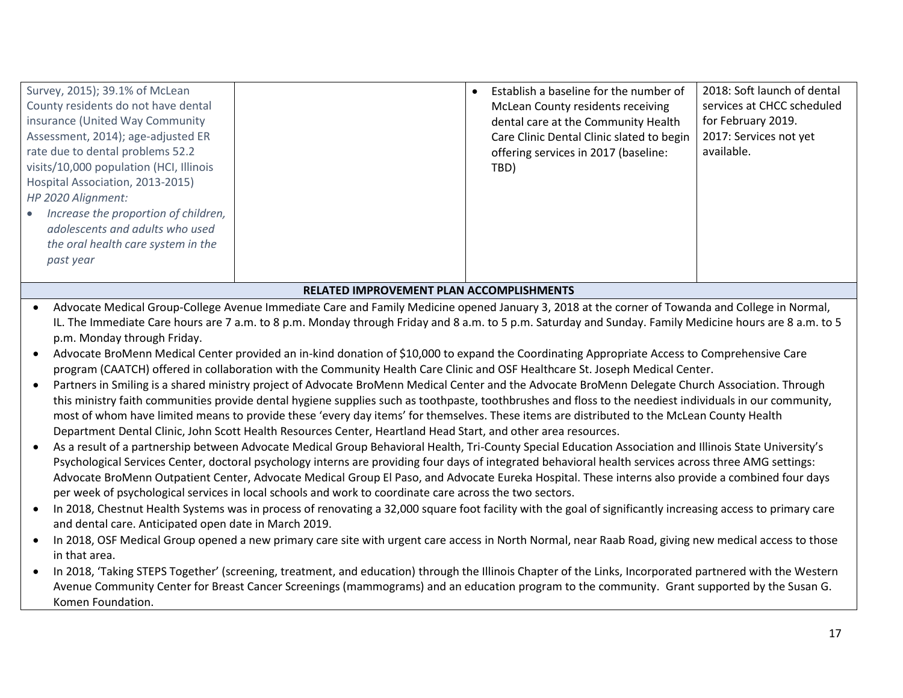| | | | |
|---|---|---|---|
| Survey, 2015); 39.1% of McLean County residents do not have dental insurance (United Way Community Assessment, 2014); age-adjusted ER rate due to dental problems 52.2 visits/10,000 population (HCI, Illinois Hospital Association, 2013-2015)<br>*HP 2020 Alignment:*<br>• *Increase the proportion of children, adolescents and adults who used the oral health care system in the past year* | | • Establish a baseline for the number of McLean County residents receiving dental care at the Community Health Care Clinic Dental Clinic slated to begin offering services in 2017 (baseline: TBD) | 2018: Soft launch of dental services at CHCC scheduled for February 2019.<br>2017: Services not yet available. |

**RELATED IMPROVEMENT PLAN ACCOMPLISHMENTS**

- Advocate Medical Group-College Avenue Immediate Care and Family Medicine opened January 3, 2018 at the corner of Towanda and College in Normal, IL. The Immediate Care hours are 7 a.m. to 8 p.m. Monday through Friday and 8 a.m. to 5 p.m. Saturday and Sunday. Family Medicine hours are 8 a.m. to 5 p.m. Monday through Friday.
- Advocate BroMenn Medical Center provided an in-kind donation of $10,000 to expand the Coordinating Appropriate Access to Comprehensive Care program (CAATCH) offered in collaboration with the Community Health Care Clinic and OSF Healthcare St. Joseph Medical Center.
- Partners in Smiling is a shared ministry project of Advocate BroMenn Medical Center and the Advocate BroMenn Delegate Church Association. Through this ministry faith communities provide dental hygiene supplies such as toothpaste, toothbrushes and floss to the neediest individuals in our community, most of whom have limited means to provide these 'every day items' for themselves. These items are distributed to the McLean County Health Department Dental Clinic, John Scott Health Resources Center, Heartland Head Start, and other area resources.
- As a result of a partnership between Advocate Medical Group Behavioral Health, Tri-County Special Education Association and Illinois State University's Psychological Services Center, doctoral psychology interns are providing four days of integrated behavioral health services across three AMG settings: Advocate BroMenn Outpatient Center, Advocate Medical Group El Paso, and Advocate Eureka Hospital. These interns also provide a combined four days per week of psychological services in local schools and work to coordinate care across the two sectors.
- In 2018, Chestnut Health Systems was in process of renovating a 32,000 square foot facility with the goal of significantly increasing access to primary care and dental care. Anticipated open date in March 2019.
- In 2018, OSF Medical Group opened a new primary care site with urgent care access in North Normal, near Raab Road, giving new medical access to those in that area.
- In 2018, 'Taking STEPS Together' (screening, treatment, and education) through the Illinois Chapter of the Links, Incorporated partnered with the Western Avenue Community Center for Breast Cancer Screenings (mammograms) and an education program to the community. Grant supported by the Susan G. Komen Foundation.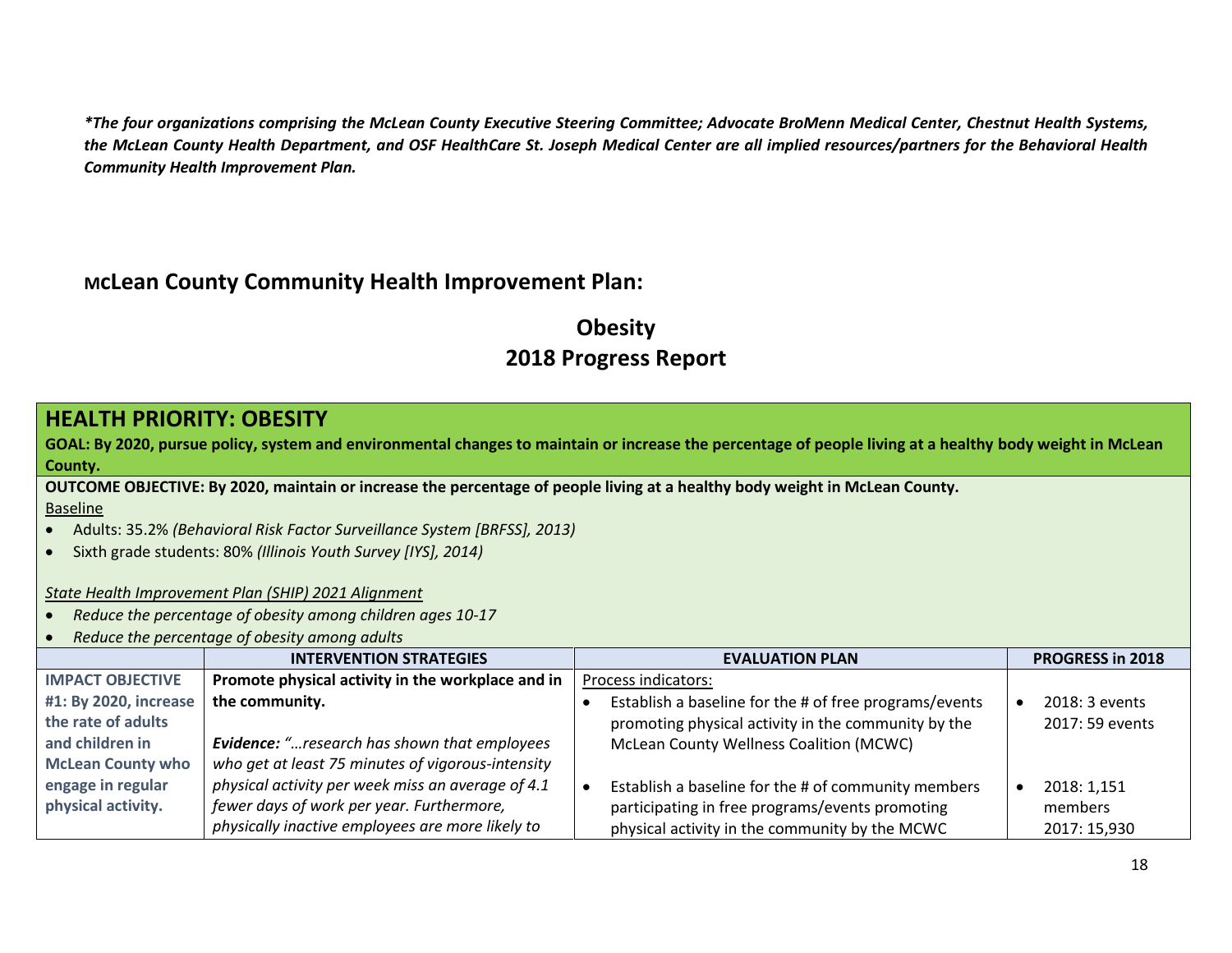*\*The four organizations comprising the McLean County Executive Steering Committee; Advocate BroMenn Medical Center, Chestnut Health Systems, the McLean County Health Department, and OSF HealthCare St. Joseph Medical Center are all implied resources/partners for the Behavioral Health Community Health Improvement Plan.*

## McLean County Community Health Improvement Plan:

# Obesity
# 2018 Progress Report

## HEALTH PRIORITY: OBESITY

**GOAL: By 2020, pursue policy, system and environmental changes to maintain or increase the percentage of people living at a healthy body weight in McLean County.**

**OUTCOME OBJECTIVE: By 2020, maintain or increase the percentage of people living at a healthy body weight in McLean County.**

Baseline

- Adults: 35.2% *(Behavioral Risk Factor Surveillance System [BRFSS], 2013)*
- Sixth grade students: 80% *(Illinois Youth Survey [IYS], 2014)*

*State Health Improvement Plan (SHIP) 2021 Alignment*

- *Reduce the percentage of obesity among children ages 10-17*
- *Reduce the percentage of obesity among adults*

| | INTERVENTION STRATEGIES | EVALUATION PLAN | PROGRESS in 2018 |
|---|---|---|---|
| **IMPACT OBJECTIVE #1: By 2020, increase the rate of adults and children in McLean County who engage in regular physical activity.** | **Promote physical activity in the workplace and in the community.**<br><br>***Evidence:*** *"…research has shown that employees who get at least 75 minutes of vigorous-intensity physical activity per week miss an average of 4.1 fewer days of work per year. Furthermore, physically inactive employees are more likely to* | Process indicators:<br>• Establish a baseline for the # of free programs/events promoting physical activity in the community by the McLean County Wellness Coalition (MCWC)<br><br>• Establish a baseline for the # of community members participating in free programs/events promoting physical activity in the community by the MCWC | • 2018: 3 events<br>2017: 59 events<br><br>• 2018: 1,151 members<br>2017: 15,930 |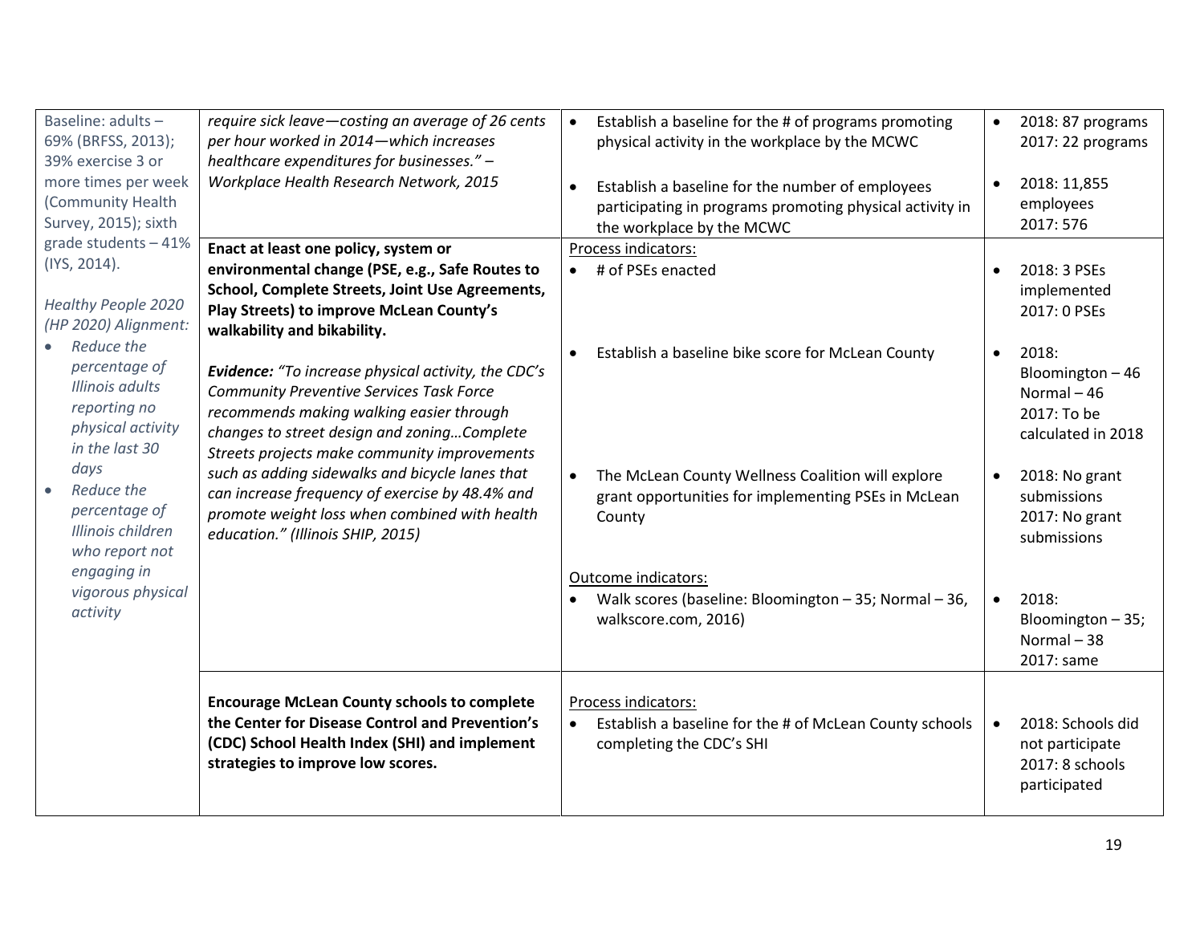| | | | |
|---|---|---|---|
| Baseline: adults – 69% (BRFSS, 2013); 39% exercise 3 or more times per week (Community Health Survey, 2015); sixth grade students – 41% (IYS, 2014).<br><br>*Healthy People 2020 (HP 2020) Alignment:*<br>• *Reduce the percentage of Illinois adults reporting no physical activity in the last 30 days*<br>• *Reduce the percentage of Illinois children who report not engaging in vigorous physical activity* | *require sick leave—costing an average of 26 cents per hour worked in 2014—which increases healthcare expenditures for businesses." – Workplace Health Research Network, 2015* | • Establish a baseline for the # of programs promoting physical activity in the workplace by the MCWC<br><br>• Establish a baseline for the number of employees participating in programs promoting physical activity in the workplace by the MCWC | • 2018: 87 programs 2017: 22 programs<br><br>• 2018: 11,855 employees 2017: 576 |
| | **Enact at least one policy, system or environmental change (PSE, e.g., Safe Routes to School, Complete Streets, Joint Use Agreements, Play Streets) to improve McLean County's walkability and bikability.**<br><br>***Evidence:*** *"To increase physical activity, the CDC's Community Preventive Services Task Force recommends making walking easier through changes to street design and zoning…Complete Streets projects make community improvements such as adding sidewalks and bicycle lanes that can increase frequency of exercise by 48.4% and promote weight loss when combined with health education." (Illinois SHIP, 2015)* | Process indicators:<br>• # of PSEs enacted<br><br>• Establish a baseline bike score for McLean County<br><br>• The McLean County Wellness Coalition will explore grant opportunities for implementing PSEs in McLean County<br><br>Outcome indicators:<br>• Walk scores (baseline: Bloomington – 35; Normal – 36, walkscore.com, 2016) | • 2018: 3 PSEs implemented 2017: 0 PSEs<br><br>• 2018: Bloomington – 46 Normal – 46 2017: To be calculated in 2018<br><br>• 2018: No grant submissions 2017: No grant submissions<br><br>• 2018: Bloomington – 35; Normal – 38 2017: same |
| | **Encourage McLean County schools to complete the Center for Disease Control and Prevention's (CDC) School Health Index (SHI) and implement strategies to improve low scores.** | Process indicators:<br>• Establish a baseline for the # of McLean County schools completing the CDC's SHI | • 2018: Schools did not participate 2017: 8 schools participated |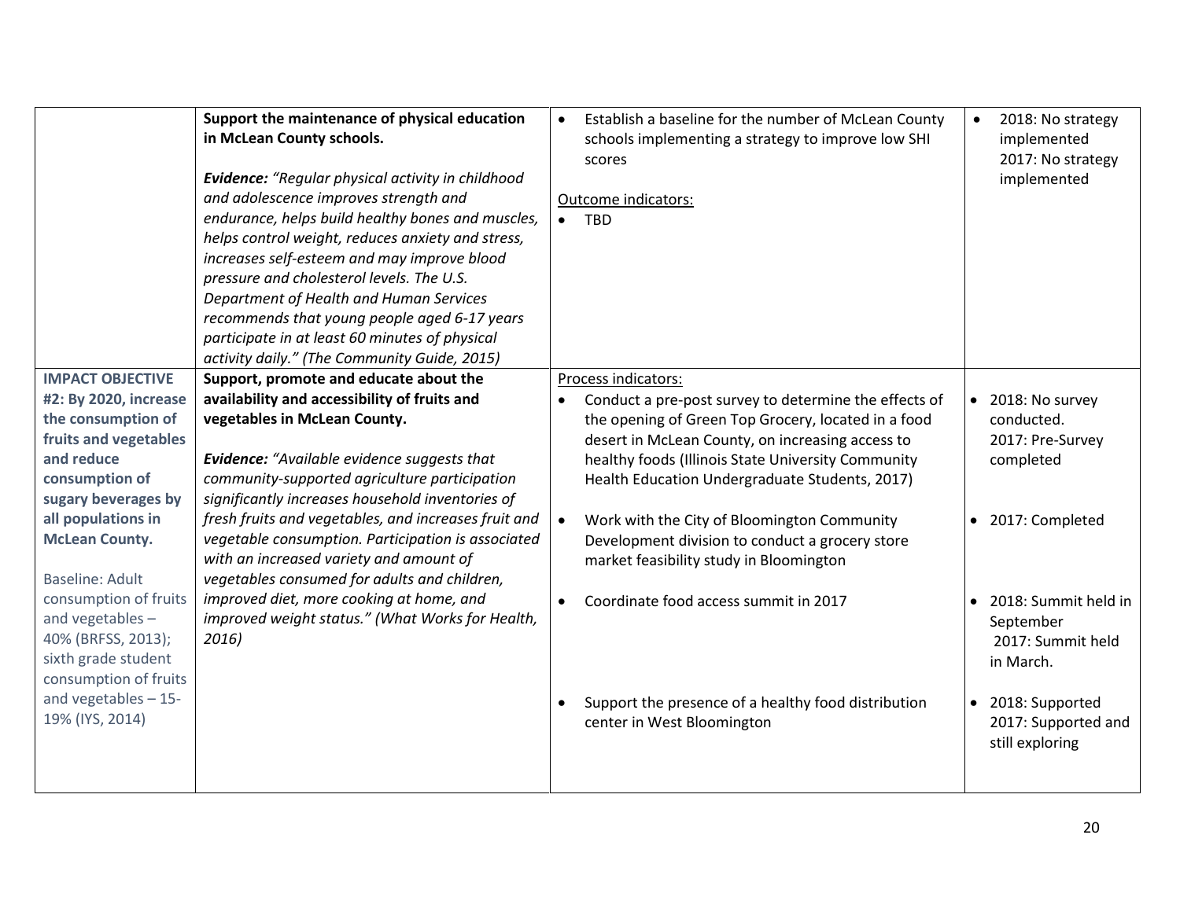| | | | |
|---|---|---|---|
| | **Support the maintenance of physical education in McLean County schools.**<br><br>***Evidence:*** *"Regular physical activity in childhood and adolescence improves strength and endurance, helps build healthy bones and muscles, helps control weight, reduces anxiety and stress, increases self-esteem and may improve blood pressure and cholesterol levels. The U.S. Department of Health and Human Services recommends that young people aged 6-17 years participate in at least 60 minutes of physical activity daily." (The Community Guide, 2015)* | • Establish a baseline for the number of McLean County schools implementing a strategy to improve low SHI scores<br><br>Outcome indicators:<br>• TBD | • 2018: No strategy implemented<br>2017: No strategy implemented |
| **IMPACT OBJECTIVE #2: By 2020, increase the consumption of fruits and vegetables and reduce consumption of sugary beverages by all populations in McLean County.**<br><br>Baseline: Adult consumption of fruits and vegetables – 40% (BRFSS, 2013); sixth grade student consumption of fruits and vegetables – 15-19% (IYS, 2014) | **Support, promote and educate about the availability and accessibility of fruits and vegetables in McLean County.**<br><br>***Evidence:*** *"Available evidence suggests that community-supported agriculture participation significantly increases household inventories of fresh fruits and vegetables, and increases fruit and vegetable consumption. Participation is associated with an increased variety and amount of vegetables consumed for adults and children, improved diet, more cooking at home, and improved weight status." (What Works for Health, 2016)* | Process indicators:<br>• Conduct a pre-post survey to determine the effects of the opening of Green Top Grocery, located in a food desert in McLean County, on increasing access to healthy foods (Illinois State University Community Health Education Undergraduate Students, 2017)<br><br>• Work with the City of Bloomington Community Development division to conduct a grocery store market feasibility study in Bloomington<br><br>• Coordinate food access summit in 2017<br><br>• Support the presence of a healthy food distribution center in West Bloomington | • 2018: No survey conducted.<br>2017: Pre-Survey completed<br><br>• 2017: Completed<br><br>• 2018: Summit held in September<br>2017: Summit held in March.<br><br>• 2018: Supported<br>2017: Supported and still exploring |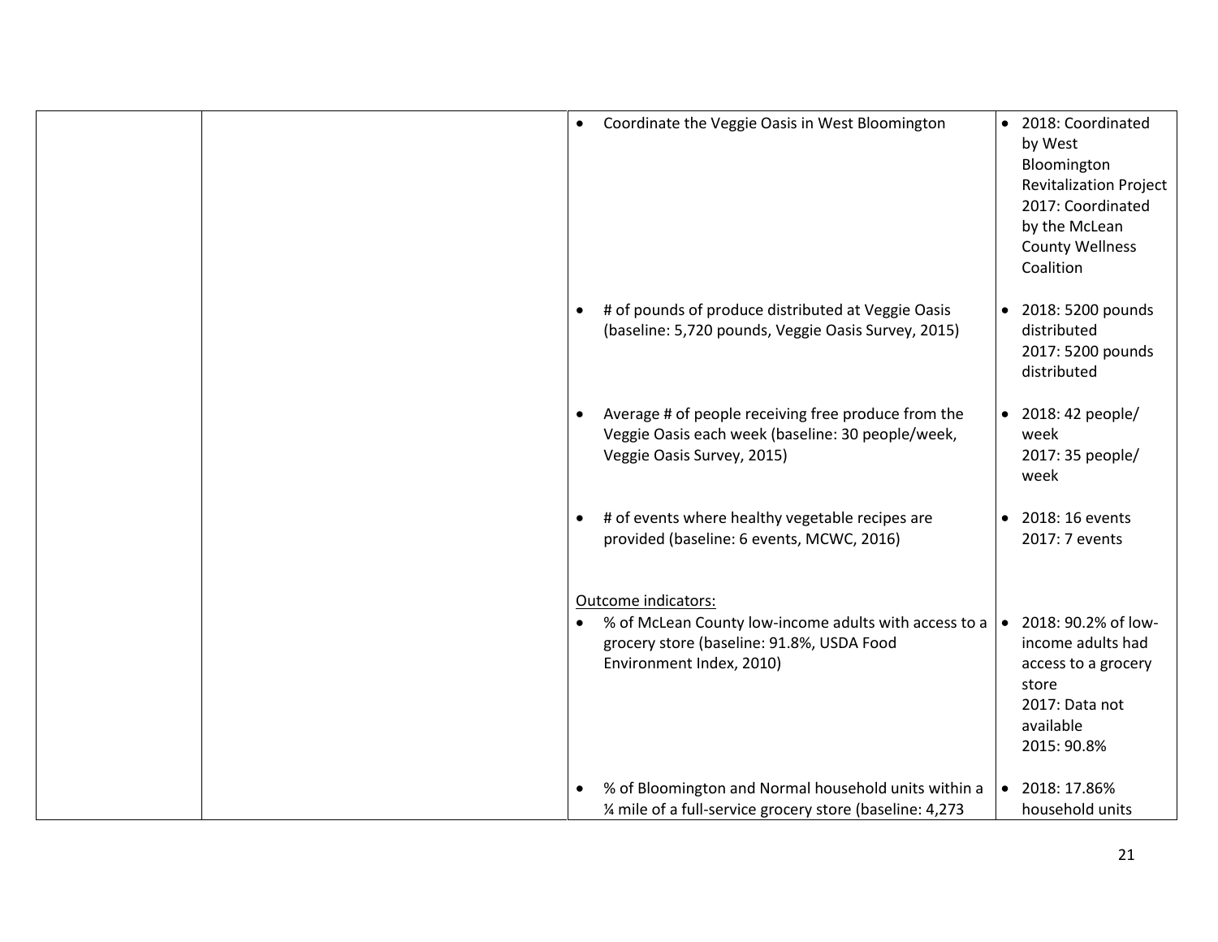| | | | |
|---|---|---|---|
| | | • Coordinate the Veggie Oasis in West Bloomington | • 2018: Coordinated by West Bloomington Revitalization Project<br>2017: Coordinated by the McLean County Wellness Coalition |
| | | • # of pounds of produce distributed at Veggie Oasis (baseline: 5,720 pounds, Veggie Oasis Survey, 2015) | • 2018: 5200 pounds distributed<br>2017: 5200 pounds distributed |
| | | • Average # of people receiving free produce from the Veggie Oasis each week (baseline: 30 people/week, Veggie Oasis Survey, 2015) | • 2018: 42 people/ week<br>2017: 35 people/ week |
| | | • # of events where healthy vegetable recipes are provided (baseline: 6 events, MCWC, 2016) | • 2018: 16 events<br>2017: 7 events |
| | | Outcome indicators:<br>• % of McLean County low-income adults with access to a grocery store (baseline: 91.8%, USDA Food Environment Index, 2010) | • 2018: 90.2% of low-income adults had access to a grocery store<br>2017: Data not available<br>2015: 90.8% |
| | | • % of Bloomington and Normal household units within a ¼ mile of a full-service grocery store (baseline: 4,273 | • 2018: 17.86% household units |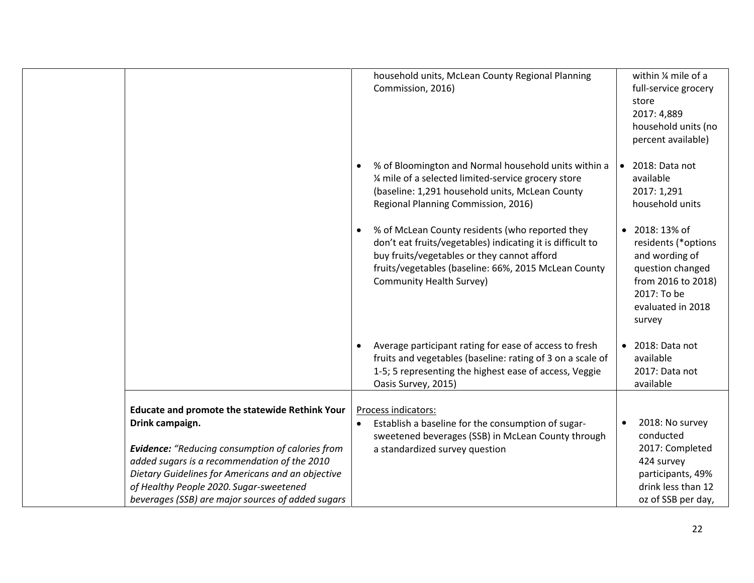| | | | |
|---|---|---|---|
| | | household units, McLean County Regional Planning Commission, 2016) | within ¼ mile of a full-service grocery store<br>2017: 4,889 household units (no percent available) |
| | | • % of Bloomington and Normal household units within a ¼ mile of a selected limited-service grocery store (baseline: 1,291 household units, McLean County Regional Planning Commission, 2016) | • 2018: Data not available<br>2017: 1,291 household units |
| | | • % of McLean County residents (who reported they don't eat fruits/vegetables) indicating it is difficult to buy fruits/vegetables or they cannot afford fruits/vegetables (baseline: 66%, 2015 McLean County Community Health Survey) | • 2018: 13% of residents (*options and wording of question changed from 2016 to 2018)<br>2017: To be evaluated in 2018 survey |
| | | • Average participant rating for ease of access to fresh fruits and vegetables (baseline: rating of 3 on a scale of 1-5; 5 representing the highest ease of access, Veggie Oasis Survey, 2015) | • 2018: Data not available<br>2017: Data not available |
| | **Educate and promote the statewide Rethink Your Drink campaign.**<br><br>***Evidence:*** *"Reducing consumption of calories from added sugars is a recommendation of the 2010 Dietary Guidelines for Americans and an objective of Healthy People 2020. Sugar-sweetened beverages (SSB) are major sources of added sugars* | Process indicators:<br>• Establish a baseline for the consumption of sugar-sweetened beverages (SSB) in McLean County through a standardized survey question | • 2018: No survey conducted<br>2017: Completed 424 survey participants, 49% drink less than 12 oz of SSB per day, |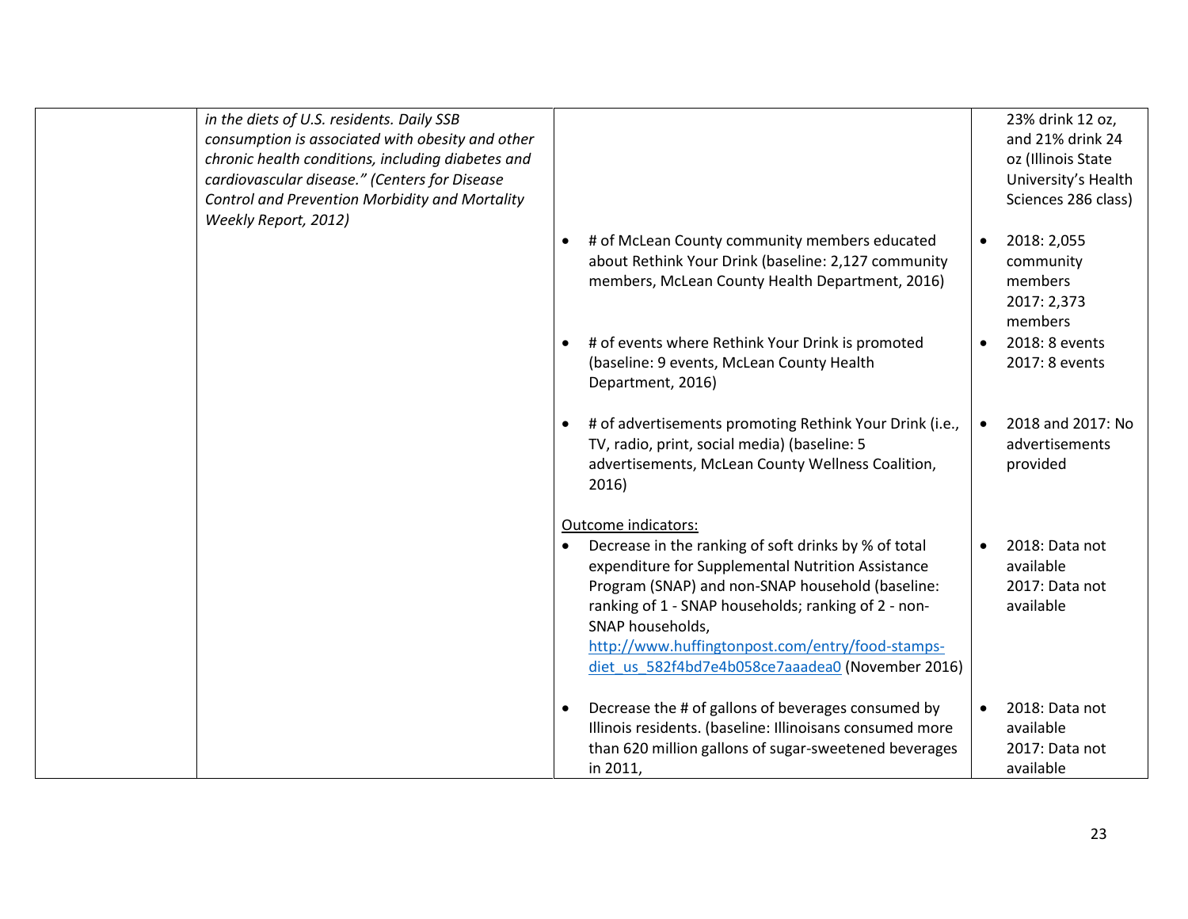| | | | |
|---|---|---|---|
| | *in the diets of U.S. residents. Daily SSB consumption is associated with obesity and other chronic health conditions, including diabetes and cardiovascular disease." (Centers for Disease Control and Prevention Morbidity and Mortality Weekly Report, 2012)* | | 23% drink 12 oz, and 21% drink 24 oz (Illinois State University's Health Sciences 286 class) |
| | | • # of McLean County community members educated about Rethink Your Drink (baseline: 2,127 community members, McLean County Health Department, 2016) | • 2018: 2,055 community members<br>2017: 2,373 members |
| | | • # of events where Rethink Your Drink is promoted (baseline: 9 events, McLean County Health Department, 2016) | • 2018: 8 events<br>2017: 8 events |
| | | • # of advertisements promoting Rethink Your Drink (i.e., TV, radio, print, social media) (baseline: 5 advertisements, McLean County Wellness Coalition, 2016) | • 2018 and 2017: No advertisements provided |
| | | Outcome indicators:<br>• Decrease in the ranking of soft drinks by % of total expenditure for Supplemental Nutrition Assistance Program (SNAP) and non-SNAP household (baseline: ranking of 1 - SNAP households; ranking of 2 - non-SNAP households, http://www.huffingtonpost.com/entry/food-stamps-diet_us_582f4bd7e4b058ce7aaadea0 (November 2016) | • 2018: Data not available<br>2017: Data not available |
| | | • Decrease the # of gallons of beverages consumed by Illinois residents. (baseline: Illinoisans consumed more than 620 million gallons of sugar-sweetened beverages in 2011, | • 2018: Data not available<br>2017: Data not available |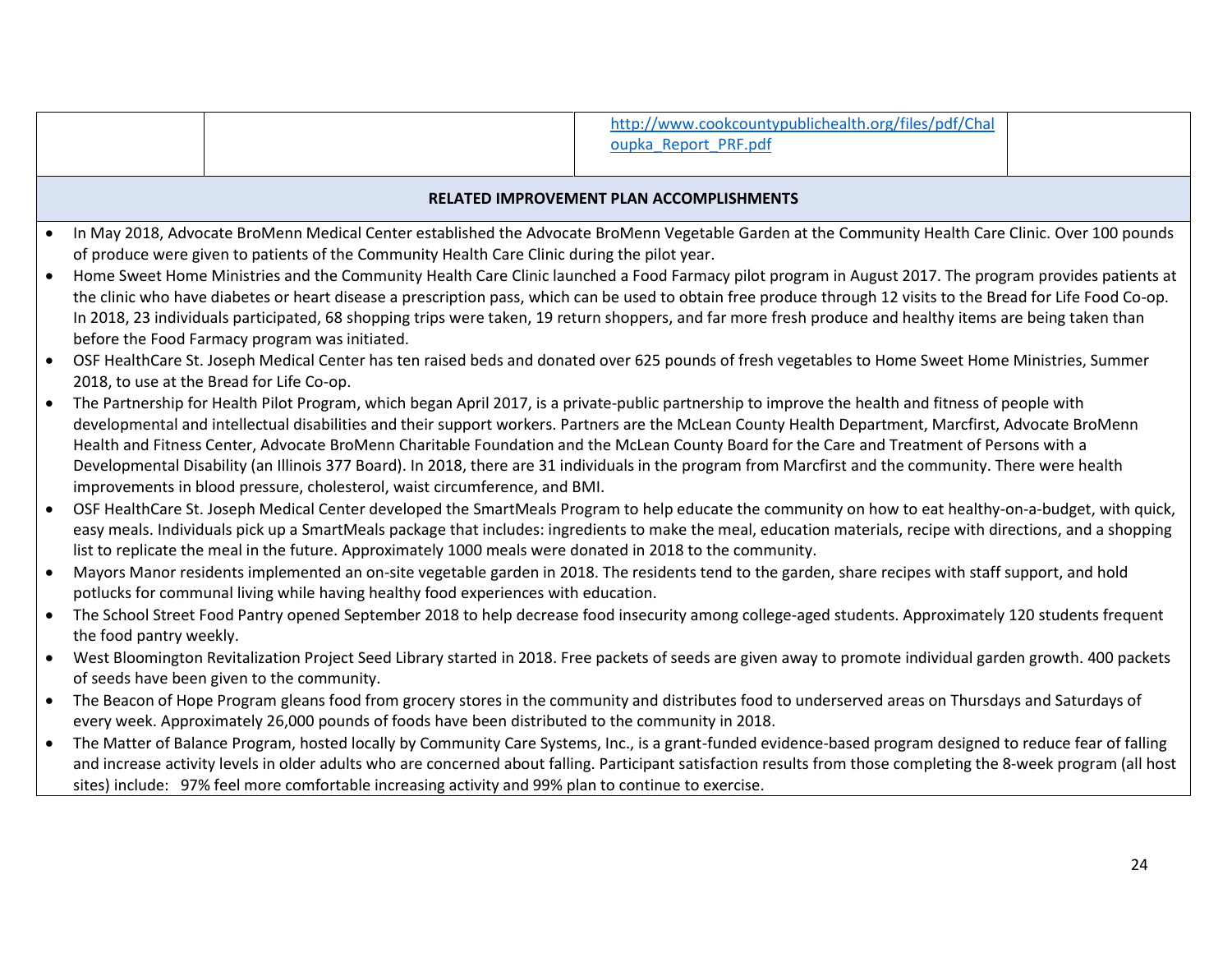| | | http://www.cookcountypublichealth.org/files/pdf/Chaloupka_Report_PRF.pdf | |
|---|---|---|---|

**RELATED IMPROVEMENT PLAN ACCOMPLISHMENTS**

- In May 2018, Advocate BroMenn Medical Center established the Advocate BroMenn Vegetable Garden at the Community Health Care Clinic. Over 100 pounds of produce were given to patients of the Community Health Care Clinic during the pilot year.
- Home Sweet Home Ministries and the Community Health Care Clinic launched a Food Farmacy pilot program in August 2017. The program provides patients at the clinic who have diabetes or heart disease a prescription pass, which can be used to obtain free produce through 12 visits to the Bread for Life Food Co-op. In 2018, 23 individuals participated, 68 shopping trips were taken, 19 return shoppers, and far more fresh produce and healthy items are being taken than before the Food Farmacy program was initiated.
- OSF HealthCare St. Joseph Medical Center has ten raised beds and donated over 625 pounds of fresh vegetables to Home Sweet Home Ministries, Summer 2018, to use at the Bread for Life Co-op.
- The Partnership for Health Pilot Program, which began April 2017, is a private-public partnership to improve the health and fitness of people with developmental and intellectual disabilities and their support workers. Partners are the McLean County Health Department, Marcfirst, Advocate BroMenn Health and Fitness Center, Advocate BroMenn Charitable Foundation and the McLean County Board for the Care and Treatment of Persons with a Developmental Disability (an Illinois 377 Board). In 2018, there are 31 individuals in the program from Marcfirst and the community. There were health improvements in blood pressure, cholesterol, waist circumference, and BMI.
- OSF HealthCare St. Joseph Medical Center developed the SmartMeals Program to help educate the community on how to eat healthy-on-a-budget, with quick, easy meals. Individuals pick up a SmartMeals package that includes: ingredients to make the meal, education materials, recipe with directions, and a shopping list to replicate the meal in the future. Approximately 1000 meals were donated in 2018 to the community.
- Mayors Manor residents implemented an on-site vegetable garden in 2018. The residents tend to the garden, share recipes with staff support, and hold potlucks for communal living while having healthy food experiences with education.
- The School Street Food Pantry opened September 2018 to help decrease food insecurity among college-aged students. Approximately 120 students frequent the food pantry weekly.
- West Bloomington Revitalization Project Seed Library started in 2018. Free packets of seeds are given away to promote individual garden growth. 400 packets of seeds have been given to the community.
- The Beacon of Hope Program gleans food from grocery stores in the community and distributes food to underserved areas on Thursdays and Saturdays of every week. Approximately 26,000 pounds of foods have been distributed to the community in 2018.
- The Matter of Balance Program, hosted locally by Community Care Systems, Inc., is a grant-funded evidence-based program designed to reduce fear of falling and increase activity levels in older adults who are concerned about falling. Participant satisfaction results from those completing the 8-week program (all host sites) include: 97% feel more comfortable increasing activity and 99% plan to continue to exercise.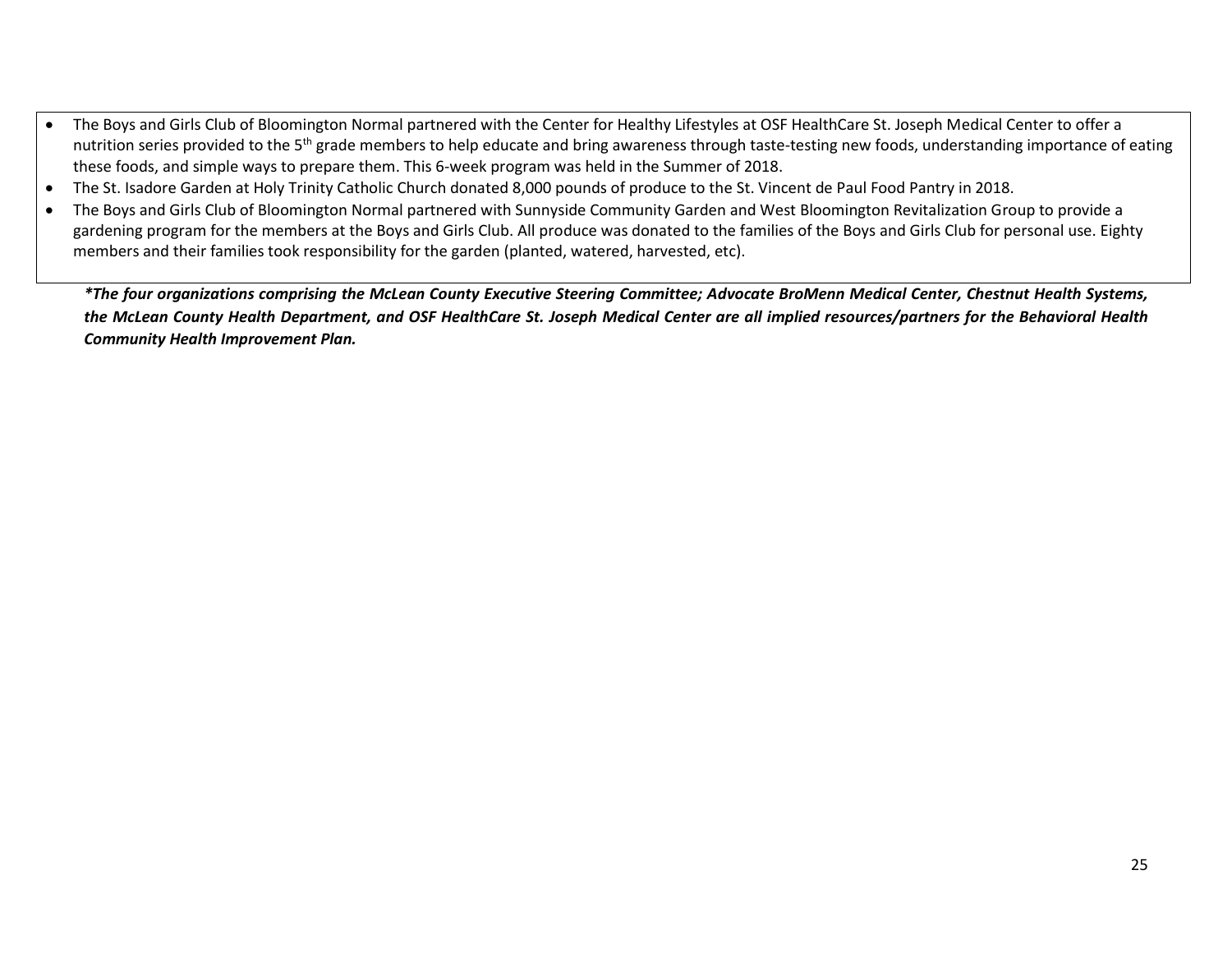- The Boys and Girls Club of Bloomington Normal partnered with the Center for Healthy Lifestyles at OSF HealthCare St. Joseph Medical Center to offer a nutrition series provided to the 5th grade members to help educate and bring awareness through taste-testing new foods, understanding importance of eating these foods, and simple ways to prepare them. This 6-week program was held in the Summer of 2018.
- The St. Isadore Garden at Holy Trinity Catholic Church donated 8,000 pounds of produce to the St. Vincent de Paul Food Pantry in 2018.
- The Boys and Girls Club of Bloomington Normal partnered with Sunnyside Community Garden and West Bloomington Revitalization Group to provide a gardening program for the members at the Boys and Girls Club. All produce was donated to the families of the Boys and Girls Club for personal use. Eighty members and their families took responsibility for the garden (planted, watered, harvested, etc).

***The four organizations comprising the McLean County Executive Steering Committee; Advocate BroMenn Medical Center, Chestnut Health Systems, the McLean County Health Department, and OSF HealthCare St. Joseph Medical Center are all implied resources/partners for the Behavioral Health Community Health Improvement Plan.***